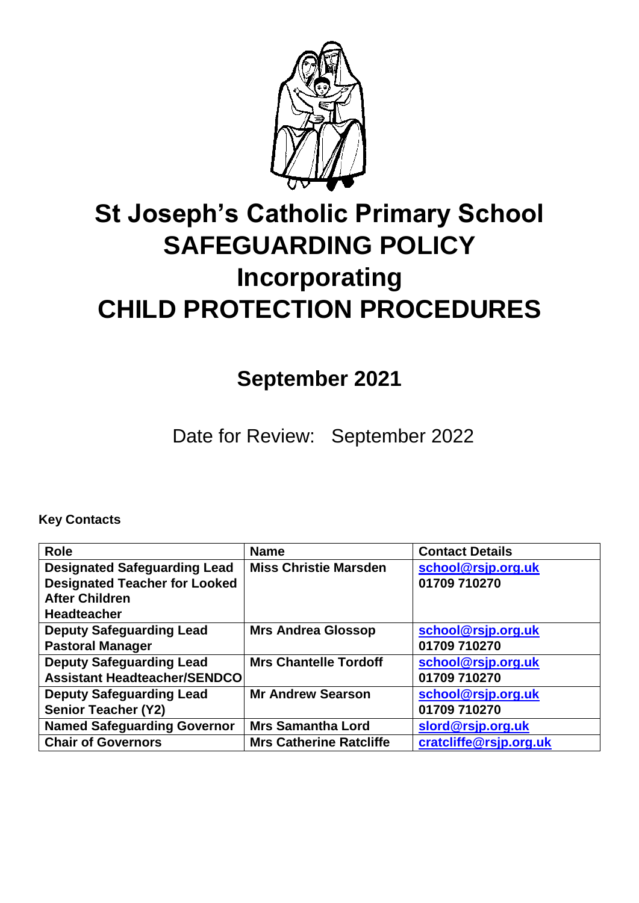# St Joseph's Catholic Primary School
# SAFEGUARDING POLICY
# Incorporating
# CHILD PROTECTION PROCEDURES

## September 2021

Date for Review: September 2022

**Key Contacts**

| Role | Name | Contact Details |
|---|---|---|
| **Designated Safeguarding Lead**<br>**Designated Teacher for Looked After Children**<br>**Headteacher** | **Miss Christie Marsden** | **school@rsjp.org.uk**<br>**01709 710270** |
| **Deputy Safeguarding Lead**<br>**Pastoral Manager** | **Mrs Andrea Glossop** | **school@rsjp.org.uk**<br>**01709 710270** |
| **Deputy Safeguarding Lead**<br>**Assistant Headteacher/SENDCO** | **Mrs Chantelle Tordoff** | **school@rsjp.org.uk**<br>**01709 710270** |
| **Deputy Safeguarding Lead**<br>**Senior Teacher (Y2)** | **Mr Andrew Searson** | **school@rsjp.org.uk**<br>**01709 710270** |
| **Named Safeguarding Governor** | **Mrs Samantha Lord** | **slord@rsjp.org.uk** |
| **Chair of Governors** | **Mrs Catherine Ratcliffe** | **cratcliffe@rsjp.org.uk** |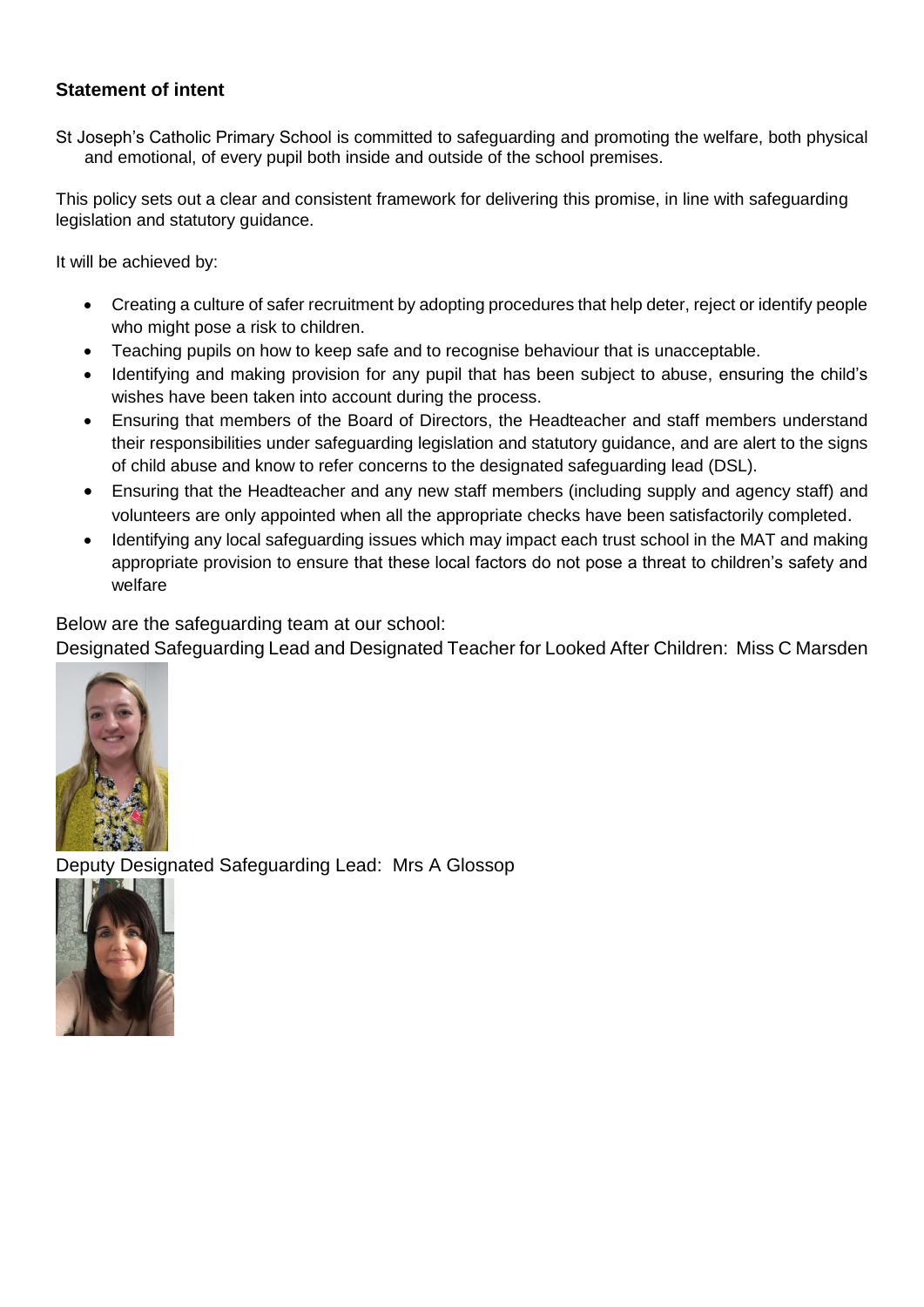**Statement of intent**

St Joseph's Catholic Primary School is committed to safeguarding and promoting the welfare, both physical and emotional, of every pupil both inside and outside of the school premises.

This policy sets out a clear and consistent framework for delivering this promise, in line with safeguarding legislation and statutory guidance.

It will be achieved by:

- Creating a culture of safer recruitment by adopting procedures that help deter, reject or identify people who might pose a risk to children.
- Teaching pupils on how to keep safe and to recognise behaviour that is unacceptable.
- Identifying and making provision for any pupil that has been subject to abuse, ensuring the child's wishes have been taken into account during the process.
- Ensuring that members of the Board of Directors, the Headteacher and staff members understand their responsibilities under safeguarding legislation and statutory guidance, and are alert to the signs of child abuse and know to refer concerns to the designated safeguarding lead (DSL).
- Ensuring that the Headteacher and any new staff members (including supply and agency staff) and volunteers are only appointed when all the appropriate checks have been satisfactorily completed.
- Identifying any local safeguarding issues which may impact each trust school in the MAT and making appropriate provision to ensure that these local factors do not pose a threat to children's safety and welfare

Below are the safeguarding team at our school:

Designated Safeguarding Lead and Designated Teacher for Looked After Children: Miss C Marsden

Deputy Designated Safeguarding Lead: Mrs A Glossop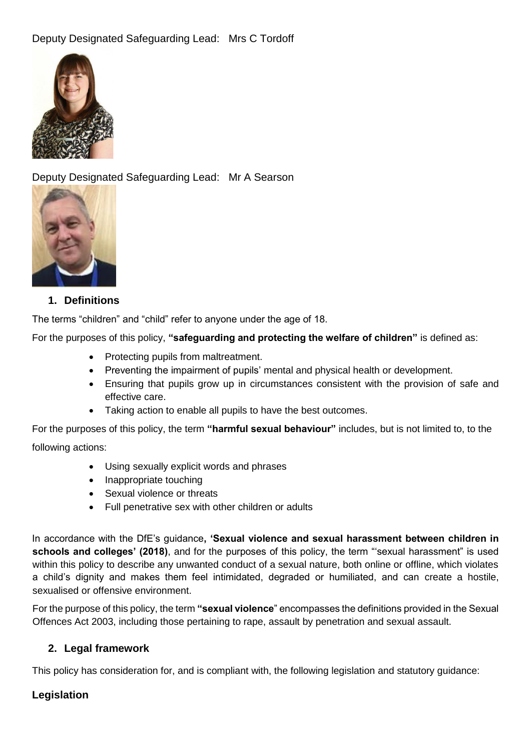Deputy Designated Safeguarding Lead: Mrs C Tordoff

Deputy Designated Safeguarding Lead: Mr A Searson

## 1. Definitions

The terms “children” and “child” refer to anyone under the age of 18.

For the purposes of this policy, **“safeguarding and protecting the welfare of children”** is defined as:

- Protecting pupils from maltreatment.
- Preventing the impairment of pupils’ mental and physical health or development.
- Ensuring that pupils grow up in circumstances consistent with the provision of safe and effective care.
- Taking action to enable all pupils to have the best outcomes.

For the purposes of this policy, the term **“harmful sexual behaviour”** includes, but is not limited to, to the following actions:

- Using sexually explicit words and phrases
- Inappropriate touching
- Sexual violence or threats
- Full penetrative sex with other children or adults

In accordance with the DfE’s guidance**, ‘Sexual violence and sexual harassment between children in schools and colleges’ (2018)**, and for the purposes of this policy, the term "‘sexual harassment” is used within this policy to describe any unwanted conduct of a sexual nature, both online or offline, which violates a child’s dignity and makes them feel intimidated, degraded or humiliated, and can create a hostile, sexualised or offensive environment.

For the purpose of this policy, the term **“sexual violence**” encompasses the definitions provided in the Sexual Offences Act 2003, including those pertaining to rape, assault by penetration and sexual assault.

## 2. Legal framework

This policy has consideration for, and is compliant with, the following legislation and statutory guidance:

### Legislation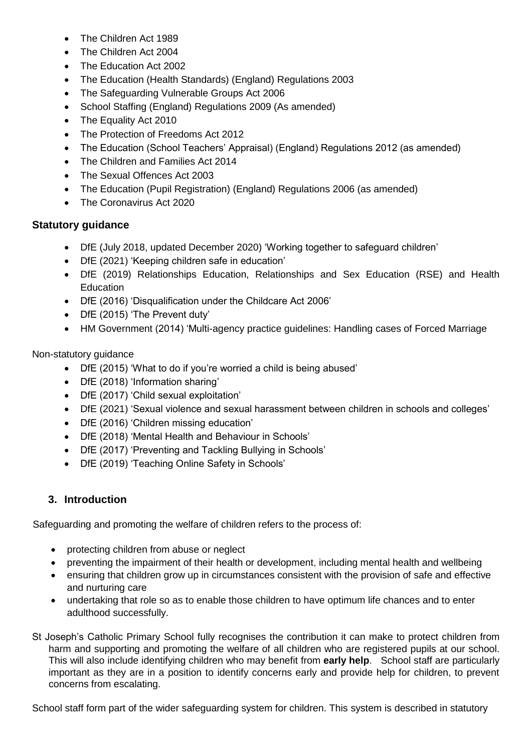- The Children Act 1989
- The Children Act 2004
- The Education Act 2002
- The Education (Health Standards) (England) Regulations 2003
- The Safeguarding Vulnerable Groups Act 2006
- School Staffing (England) Regulations 2009 (As amended)
- The Equality Act 2010
- The Protection of Freedoms Act 2012
- The Education (School Teachers' Appraisal) (England) Regulations 2012 (as amended)
- The Children and Families Act 2014
- The Sexual Offences Act 2003
- The Education (Pupil Registration) (England) Regulations 2006 (as amended)
- The Coronavirus Act 2020

**Statutory guidance**

- DfE (July 2018, updated December 2020) 'Working together to safeguard children'
- DfE (2021) 'Keeping children safe in education'
- DfE (2019) Relationships Education, Relationships and Sex Education (RSE) and Health Education
- DfE (2016) 'Disqualification under the Childcare Act 2006'
- DfE (2015) 'The Prevent duty'
- HM Government (2014) 'Multi-agency practice guidelines: Handling cases of Forced Marriage

Non-statutory guidance

- DfE (2015) 'What to do if you're worried a child is being abused'
- DfE (2018) 'Information sharing'
- DfE (2017) 'Child sexual exploitation'
- DfE (2021) 'Sexual violence and sexual harassment between children in schools and colleges'
- DfE (2016) 'Children missing education'
- DfE (2018) 'Mental Health and Behaviour in Schools'
- DfE (2017) 'Preventing and Tackling Bullying in Schools'
- DfE (2019) 'Teaching Online Safety in Schools'

## 3. Introduction

Safeguarding and promoting the welfare of children refers to the process of:

- protecting children from abuse or neglect
- preventing the impairment of their health or development, including mental health and wellbeing
- ensuring that children grow up in circumstances consistent with the provision of safe and effective and nurturing care
- undertaking that role so as to enable those children to have optimum life chances and to enter adulthood successfully.

St Joseph's Catholic Primary School fully recognises the contribution it can make to protect children from harm and supporting and promoting the welfare of all children who are registered pupils at our school. This will also include identifying children who may benefit from **early help**. School staff are particularly important as they are in a position to identify concerns early and provide help for children, to prevent concerns from escalating.

School staff form part of the wider safeguarding system for children. This system is described in statutory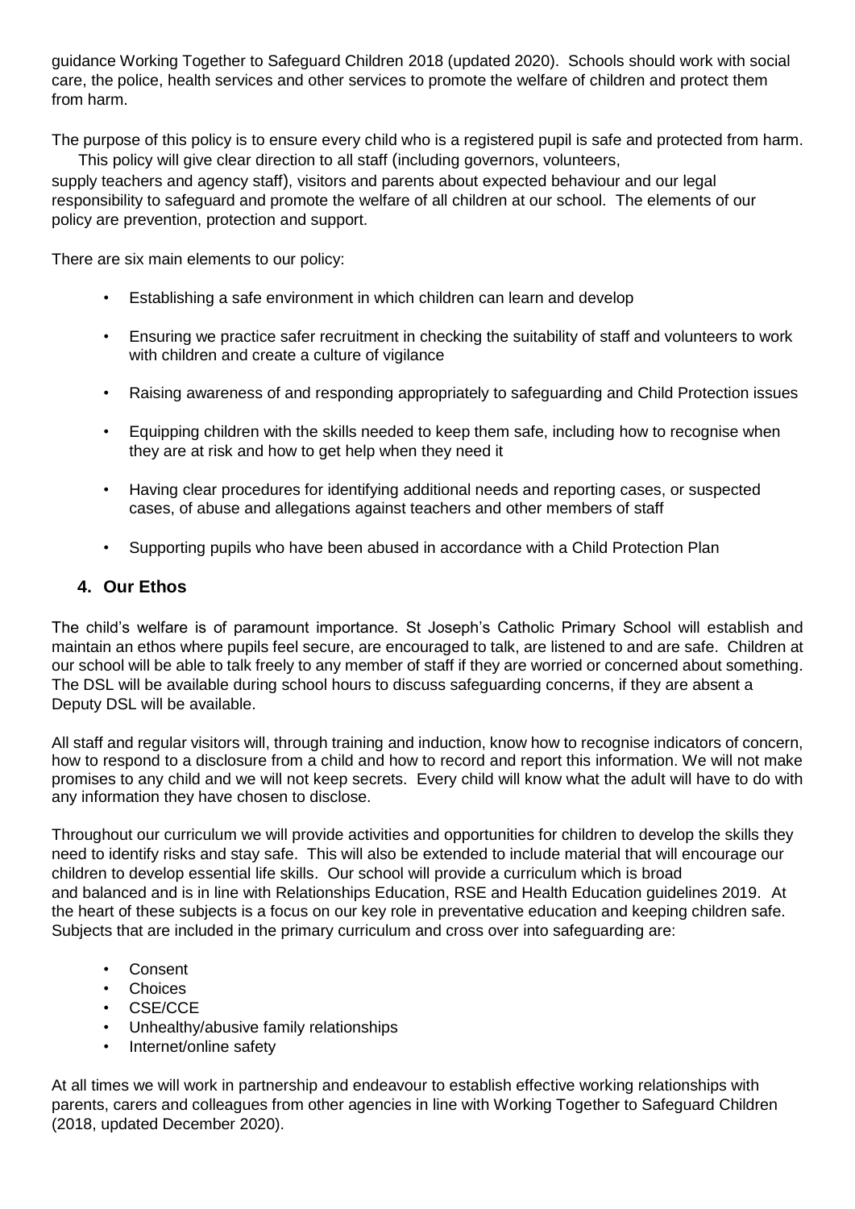guidance Working Together to Safeguard Children 2018 (updated 2020). Schools should work with social care, the police, health services and other services to promote the welfare of children and protect them from harm.

The purpose of this policy is to ensure every child who is a registered pupil is safe and protected from harm. This policy will give clear direction to all staff (including governors, volunteers, supply teachers and agency staff), visitors and parents about expected behaviour and our legal responsibility to safeguard and promote the welfare of all children at our school. The elements of our policy are prevention, protection and support.

There are six main elements to our policy:

- Establishing a safe environment in which children can learn and develop
- Ensuring we practice safer recruitment in checking the suitability of staff and volunteers to work with children and create a culture of vigilance
- Raising awareness of and responding appropriately to safeguarding and Child Protection issues
- Equipping children with the skills needed to keep them safe, including how to recognise when they are at risk and how to get help when they need it
- Having clear procedures for identifying additional needs and reporting cases, or suspected cases, of abuse and allegations against teachers and other members of staff
- Supporting pupils who have been abused in accordance with a Child Protection Plan

## 4. Our Ethos

The child's welfare is of paramount importance. St Joseph's Catholic Primary School will establish and maintain an ethos where pupils feel secure, are encouraged to talk, are listened to and are safe. Children at our school will be able to talk freely to any member of staff if they are worried or concerned about something. The DSL will be available during school hours to discuss safeguarding concerns, if they are absent a Deputy DSL will be available.

All staff and regular visitors will, through training and induction, know how to recognise indicators of concern, how to respond to a disclosure from a child and how to record and report this information. We will not make promises to any child and we will not keep secrets. Every child will know what the adult will have to do with any information they have chosen to disclose.

Throughout our curriculum we will provide activities and opportunities for children to develop the skills they need to identify risks and stay safe. This will also be extended to include material that will encourage our children to develop essential life skills. Our school will provide a curriculum which is broad and balanced and is in line with Relationships Education, RSE and Health Education guidelines 2019. At the heart of these subjects is a focus on our key role in preventative education and keeping children safe. Subjects that are included in the primary curriculum and cross over into safeguarding are:

- Consent
- Choices
- CSE/CCE
- Unhealthy/abusive family relationships
- Internet/online safety

At all times we will work in partnership and endeavour to establish effective working relationships with parents, carers and colleagues from other agencies in line with Working Together to Safeguard Children (2018, updated December 2020).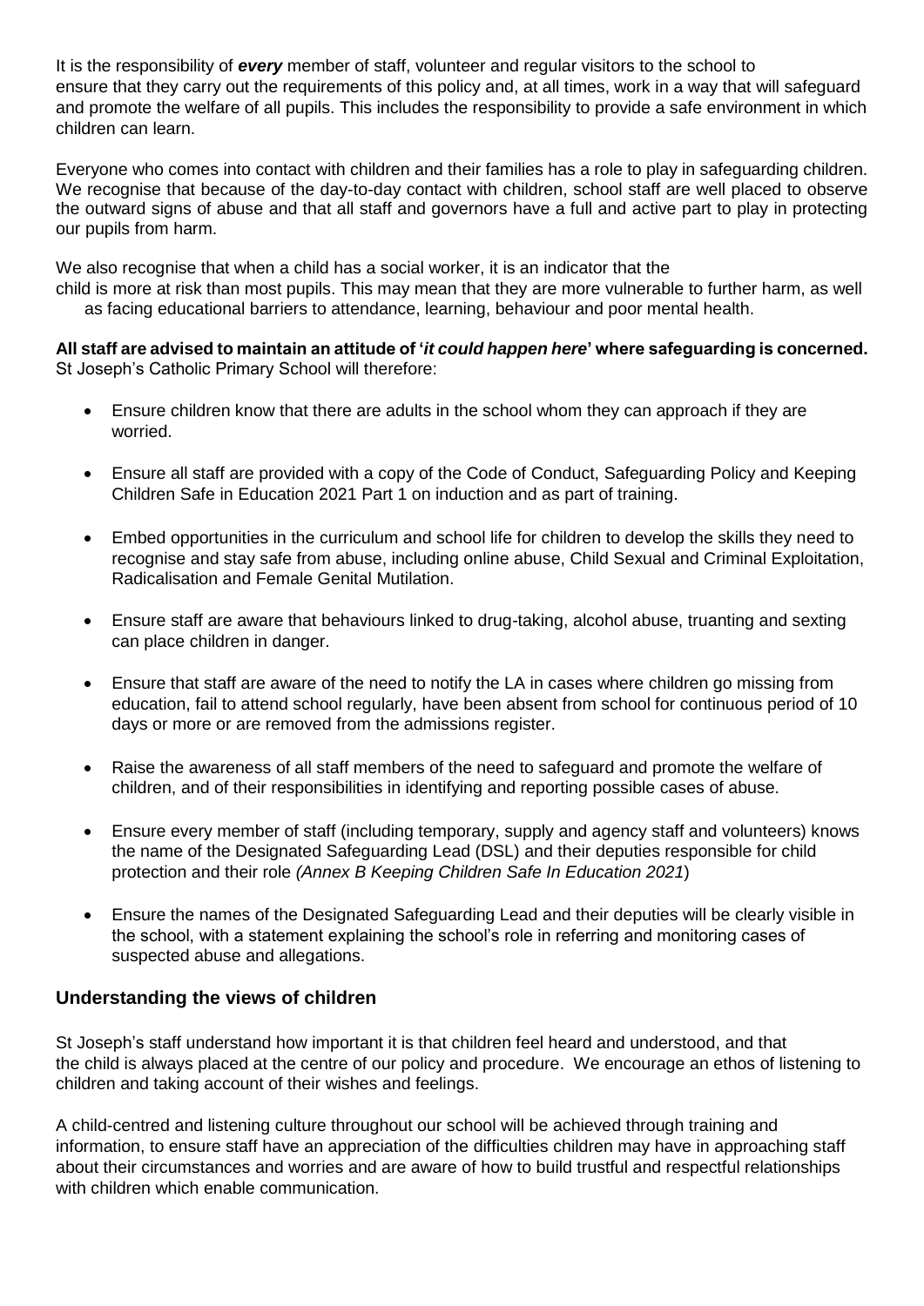It is the responsibility of ***every*** member of staff, volunteer and regular visitors to the school to ensure that they carry out the requirements of this policy and, at all times, work in a way that will safeguard and promote the welfare of all pupils. This includes the responsibility to provide a safe environment in which children can learn.

Everyone who comes into contact with children and their families has a role to play in safeguarding children. We recognise that because of the day-to-day contact with children, school staff are well placed to observe the outward signs of abuse and that all staff and governors have a full and active part to play in protecting our pupils from harm.

We also recognise that when a child has a social worker, it is an indicator that the child is more at risk than most pupils. This may mean that they are more vulnerable to further harm, as well as facing educational barriers to attendance, learning, behaviour and poor mental health.

**All staff are advised to maintain an attitude of '*it could happen here*' where safeguarding is concerned.** St Joseph's Catholic Primary School will therefore:

- Ensure children know that there are adults in the school whom they can approach if they are worried.
- Ensure all staff are provided with a copy of the Code of Conduct, Safeguarding Policy and Keeping Children Safe in Education 2021 Part 1 on induction and as part of training.
- Embed opportunities in the curriculum and school life for children to develop the skills they need to recognise and stay safe from abuse, including online abuse, Child Sexual and Criminal Exploitation, Radicalisation and Female Genital Mutilation.
- Ensure staff are aware that behaviours linked to drug-taking, alcohol abuse, truanting and sexting can place children in danger.
- Ensure that staff are aware of the need to notify the LA in cases where children go missing from education, fail to attend school regularly, have been absent from school for continuous period of 10 days or more or are removed from the admissions register.
- Raise the awareness of all staff members of the need to safeguard and promote the welfare of children, and of their responsibilities in identifying and reporting possible cases of abuse.
- Ensure every member of staff (including temporary, supply and agency staff and volunteers) knows the name of the Designated Safeguarding Lead (DSL) and their deputies responsible for child protection and their role *(Annex B Keeping Children Safe In Education 2021*)
- Ensure the names of the Designated Safeguarding Lead and their deputies will be clearly visible in the school, with a statement explaining the school's role in referring and monitoring cases of suspected abuse and allegations.

## Understanding the views of children

St Joseph's staff understand how important it is that children feel heard and understood, and that the child is always placed at the centre of our policy and procedure. We encourage an ethos of listening to children and taking account of their wishes and feelings.

A child-centred and listening culture throughout our school will be achieved through training and information, to ensure staff have an appreciation of the difficulties children may have in approaching staff about their circumstances and worries and are aware of how to build trustful and respectful relationships with children which enable communication.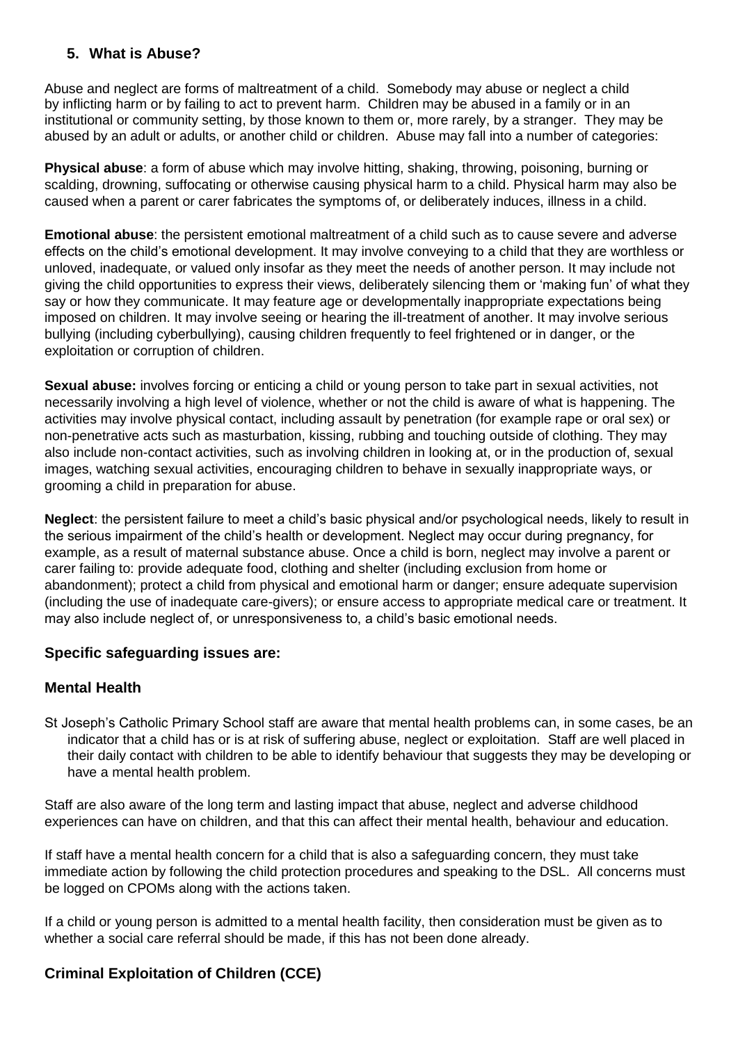## 5. What is Abuse?

Abuse and neglect are forms of maltreatment of a child. Somebody may abuse or neglect a child by inflicting harm or by failing to act to prevent harm. Children may be abused in a family or in an institutional or community setting, by those known to them or, more rarely, by a stranger. They may be abused by an adult or adults, or another child or children. Abuse may fall into a number of categories:

**Physical abuse**: a form of abuse which may involve hitting, shaking, throwing, poisoning, burning or scalding, drowning, suffocating or otherwise causing physical harm to a child. Physical harm may also be caused when a parent or carer fabricates the symptoms of, or deliberately induces, illness in a child.

**Emotional abuse**: the persistent emotional maltreatment of a child such as to cause severe and adverse effects on the child's emotional development. It may involve conveying to a child that they are worthless or unloved, inadequate, or valued only insofar as they meet the needs of another person. It may include not giving the child opportunities to express their views, deliberately silencing them or 'making fun' of what they say or how they communicate. It may feature age or developmentally inappropriate expectations being imposed on children. It may involve seeing or hearing the ill-treatment of another. It may involve serious bullying (including cyberbullying), causing children frequently to feel frightened or in danger, or the exploitation or corruption of children.

**Sexual abuse:** involves forcing or enticing a child or young person to take part in sexual activities, not necessarily involving a high level of violence, whether or not the child is aware of what is happening. The activities may involve physical contact, including assault by penetration (for example rape or oral sex) or non-penetrative acts such as masturbation, kissing, rubbing and touching outside of clothing. They may also include non-contact activities, such as involving children in looking at, or in the production of, sexual images, watching sexual activities, encouraging children to behave in sexually inappropriate ways, or grooming a child in preparation for abuse.

**Neglect**: the persistent failure to meet a child's basic physical and/or psychological needs, likely to result in the serious impairment of the child's health or development. Neglect may occur during pregnancy, for example, as a result of maternal substance abuse. Once a child is born, neglect may involve a parent or carer failing to: provide adequate food, clothing and shelter (including exclusion from home or abandonment); protect a child from physical and emotional harm or danger; ensure adequate supervision (including the use of inadequate care-givers); or ensure access to appropriate medical care or treatment. It may also include neglect of, or unresponsiveness to, a child's basic emotional needs.

### Specific safeguarding issues are:

### Mental Health

St Joseph's Catholic Primary School staff are aware that mental health problems can, in some cases, be an indicator that a child has or is at risk of suffering abuse, neglect or exploitation. Staff are well placed in their daily contact with children to be able to identify behaviour that suggests they may be developing or have a mental health problem.

Staff are also aware of the long term and lasting impact that abuse, neglect and adverse childhood experiences can have on children, and that this can affect their mental health, behaviour and education.

If staff have a mental health concern for a child that is also a safeguarding concern, they must take immediate action by following the child protection procedures and speaking to the DSL. All concerns must be logged on CPOMs along with the actions taken.

If a child or young person is admitted to a mental health facility, then consideration must be given as to whether a social care referral should be made, if this has not been done already.

### Criminal Exploitation of Children (CCE)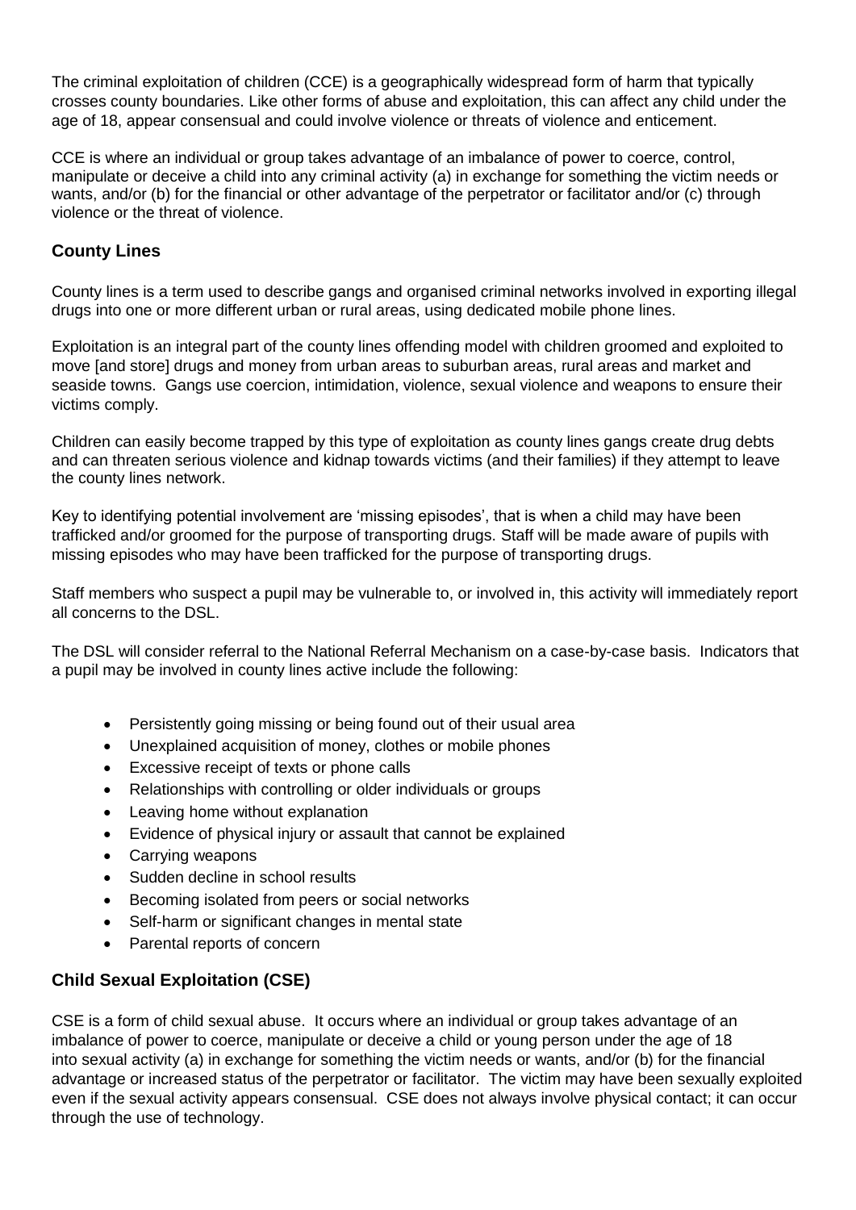The criminal exploitation of children (CCE) is a geographically widespread form of harm that typically crosses county boundaries. Like other forms of abuse and exploitation, this can affect any child under the age of 18, appear consensual and could involve violence or threats of violence and enticement.

CCE is where an individual or group takes advantage of an imbalance of power to coerce, control, manipulate or deceive a child into any criminal activity (a) in exchange for something the victim needs or wants, and/or (b) for the financial or other advantage of the perpetrator or facilitator and/or (c) through violence or the threat of violence.

## County Lines

County lines is a term used to describe gangs and organised criminal networks involved in exporting illegal drugs into one or more different urban or rural areas, using dedicated mobile phone lines.

Exploitation is an integral part of the county lines offending model with children groomed and exploited to move [and store] drugs and money from urban areas to suburban areas, rural areas and market and seaside towns. Gangs use coercion, intimidation, violence, sexual violence and weapons to ensure their victims comply.

Children can easily become trapped by this type of exploitation as county lines gangs create drug debts and can threaten serious violence and kidnap towards victims (and their families) if they attempt to leave the county lines network.

Key to identifying potential involvement are 'missing episodes', that is when a child may have been trafficked and/or groomed for the purpose of transporting drugs. Staff will be made aware of pupils with missing episodes who may have been trafficked for the purpose of transporting drugs.

Staff members who suspect a pupil may be vulnerable to, or involved in, this activity will immediately report all concerns to the DSL.

The DSL will consider referral to the National Referral Mechanism on a case-by-case basis. Indicators that a pupil may be involved in county lines active include the following:

- Persistently going missing or being found out of their usual area
- Unexplained acquisition of money, clothes or mobile phones
- Excessive receipt of texts or phone calls
- Relationships with controlling or older individuals or groups
- Leaving home without explanation
- Evidence of physical injury or assault that cannot be explained
- Carrying weapons
- Sudden decline in school results
- Becoming isolated from peers or social networks
- Self-harm or significant changes in mental state
- Parental reports of concern

## Child Sexual Exploitation (CSE)

CSE is a form of child sexual abuse. It occurs where an individual or group takes advantage of an imbalance of power to coerce, manipulate or deceive a child or young person under the age of 18 into sexual activity (a) in exchange for something the victim needs or wants, and/or (b) for the financial advantage or increased status of the perpetrator or facilitator. The victim may have been sexually exploited even if the sexual activity appears consensual. CSE does not always involve physical contact; it can occur through the use of technology.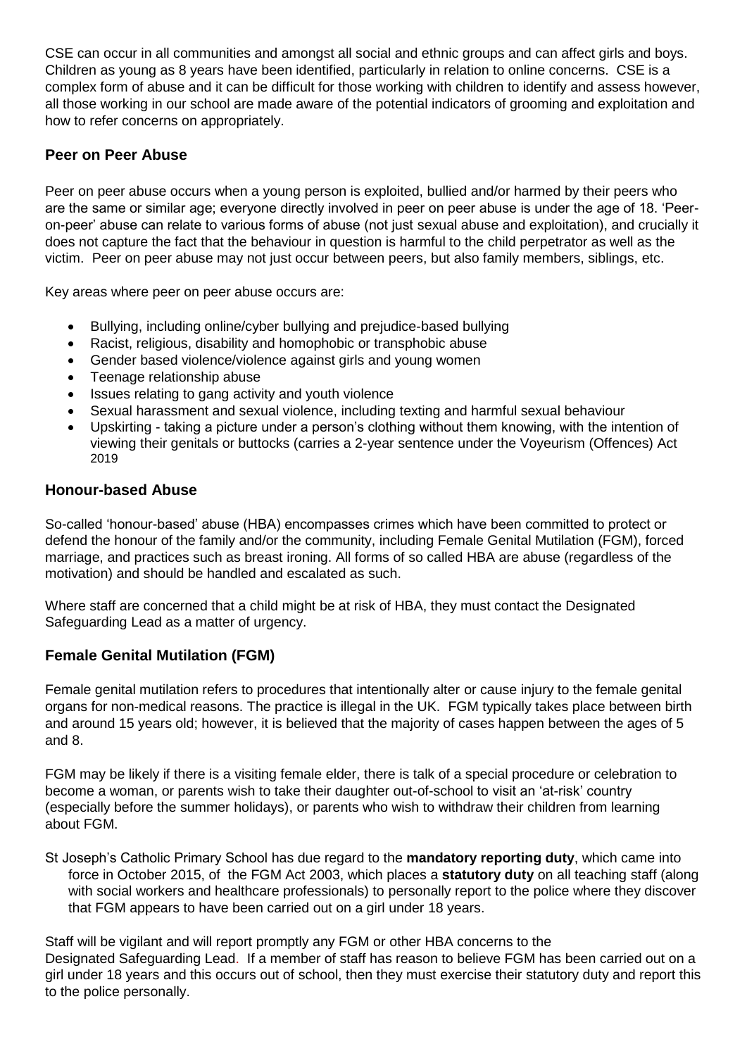CSE can occur in all communities and amongst all social and ethnic groups and can affect girls and boys. Children as young as 8 years have been identified, particularly in relation to online concerns. CSE is a complex form of abuse and it can be difficult for those working with children to identify and assess however, all those working in our school are made aware of the potential indicators of grooming and exploitation and how to refer concerns on appropriately.

## Peer on Peer Abuse

Peer on peer abuse occurs when a young person is exploited, bullied and/or harmed by their peers who are the same or similar age; everyone directly involved in peer on peer abuse is under the age of 18. 'Peer-on-peer' abuse can relate to various forms of abuse (not just sexual abuse and exploitation), and crucially it does not capture the fact that the behaviour in question is harmful to the child perpetrator as well as the victim. Peer on peer abuse may not just occur between peers, but also family members, siblings, etc.

Key areas where peer on peer abuse occurs are:

- Bullying, including online/cyber bullying and prejudice-based bullying
- Racist, religious, disability and homophobic or transphobic abuse
- Gender based violence/violence against girls and young women
- Teenage relationship abuse
- Issues relating to gang activity and youth violence
- Sexual harassment and sexual violence, including texting and harmful sexual behaviour
- Upskirting - taking a picture under a person's clothing without them knowing, with the intention of viewing their genitals or buttocks (carries a 2-year sentence under the Voyeurism (Offences) Act 2019

## Honour-based Abuse

So-called 'honour-based' abuse (HBA) encompasses crimes which have been committed to protect or defend the honour of the family and/or the community, including Female Genital Mutilation (FGM), forced marriage, and practices such as breast ironing. All forms of so called HBA are abuse (regardless of the motivation) and should be handled and escalated as such.

Where staff are concerned that a child might be at risk of HBA, they must contact the Designated Safeguarding Lead as a matter of urgency.

## Female Genital Mutilation (FGM)

Female genital mutilation refers to procedures that intentionally alter or cause injury to the female genital organs for non-medical reasons. The practice is illegal in the UK. FGM typically takes place between birth and around 15 years old; however, it is believed that the majority of cases happen between the ages of 5 and 8.

FGM may be likely if there is a visiting female elder, there is talk of a special procedure or celebration to become a woman, or parents wish to take their daughter out-of-school to visit an 'at-risk' country (especially before the summer holidays), or parents who wish to withdraw their children from learning about FGM.

St Joseph's Catholic Primary School has due regard to the **mandatory reporting duty**, which came into force in October 2015, of the FGM Act 2003, which places a **statutory duty** on all teaching staff (along with social workers and healthcare professionals) to personally report to the police where they discover that FGM appears to have been carried out on a girl under 18 years.

Staff will be vigilant and will report promptly any FGM or other HBA concerns to the Designated Safeguarding Lead. If a member of staff has reason to believe FGM has been carried out on a girl under 18 years and this occurs out of school, then they must exercise their statutory duty and report this to the police personally.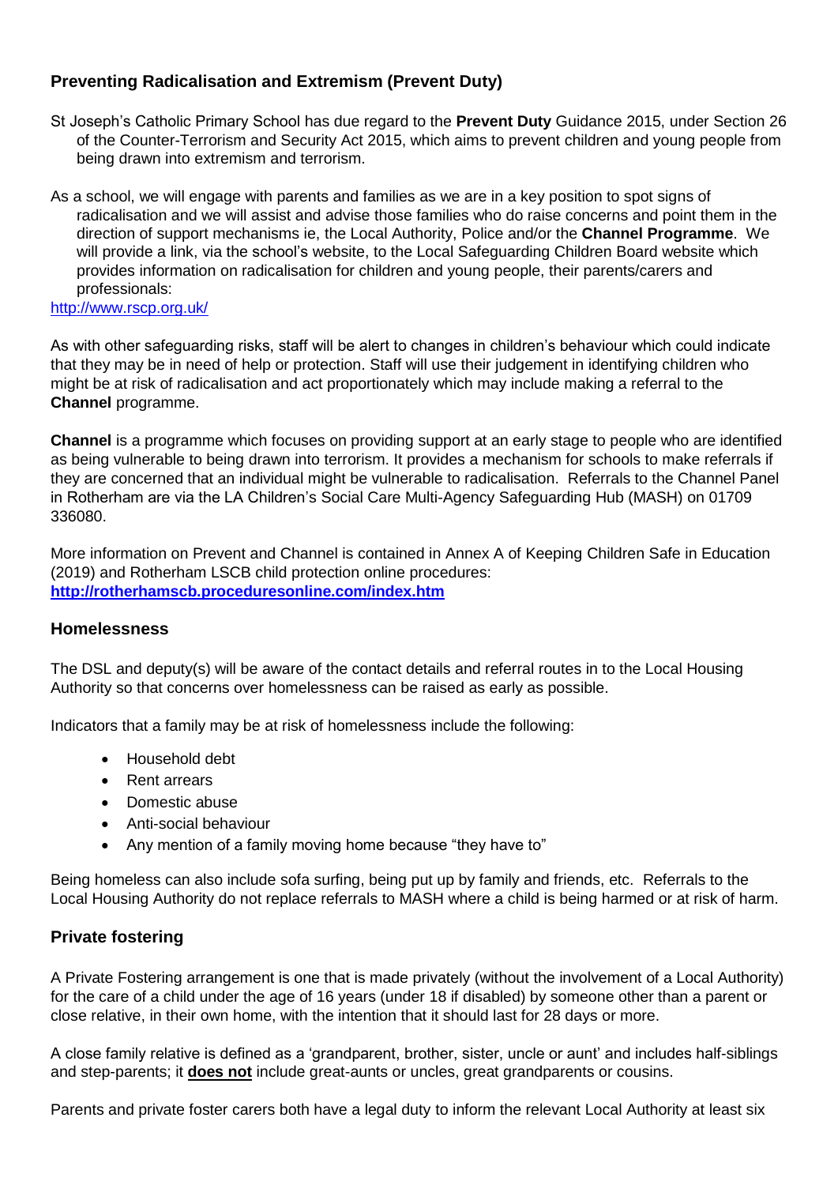## Preventing Radicalisation and Extremism (Prevent Duty)

St Joseph's Catholic Primary School has due regard to the **Prevent Duty** Guidance 2015, under Section 26 of the Counter-Terrorism and Security Act 2015, which aims to prevent children and young people from being drawn into extremism and terrorism.

As a school, we will engage with parents and families as we are in a key position to spot signs of radicalisation and we will assist and advise those families who do raise concerns and point them in the direction of support mechanisms ie, the Local Authority, Police and/or the **Channel Programme**. We will provide a link, via the school's website, to the Local Safeguarding Children Board website which provides information on radicalisation for children and young people, their parents/carers and professionals:
http://www.rscp.org.uk/

As with other safeguarding risks, staff will be alert to changes in children's behaviour which could indicate that they may be in need of help or protection. Staff will use their judgement in identifying children who might be at risk of radicalisation and act proportionately which may include making a referral to the **Channel** programme.

**Channel** is a programme which focuses on providing support at an early stage to people who are identified as being vulnerable to being drawn into terrorism. It provides a mechanism for schools to make referrals if they are concerned that an individual might be vulnerable to radicalisation. Referrals to the Channel Panel in Rotherham are via the LA Children's Social Care Multi-Agency Safeguarding Hub (MASH) on 01709 336080.

More information on Prevent and Channel is contained in Annex A of Keeping Children Safe in Education (2019) and Rotherham LSCB child protection online procedures:
**http://rotherhamscb.proceduresonline.com/index.htm**

## Homelessness

The DSL and deputy(s) will be aware of the contact details and referral routes in to the Local Housing Authority so that concerns over homelessness can be raised as early as possible.

Indicators that a family may be at risk of homelessness include the following:

- Household debt
- Rent arrears
- Domestic abuse
- Anti-social behaviour
- Any mention of a family moving home because "they have to"

Being homeless can also include sofa surfing, being put up by family and friends, etc. Referrals to the Local Housing Authority do not replace referrals to MASH where a child is being harmed or at risk of harm.

## Private fostering

A Private Fostering arrangement is one that is made privately (without the involvement of a Local Authority) for the care of a child under the age of 16 years (under 18 if disabled) by someone other than a parent or close relative, in their own home, with the intention that it should last for 28 days or more.

A close family relative is defined as a 'grandparent, brother, sister, uncle or aunt' and includes half-siblings and step-parents; it **does not** include great-aunts or uncles, great grandparents or cousins.

Parents and private foster carers both have a legal duty to inform the relevant Local Authority at least six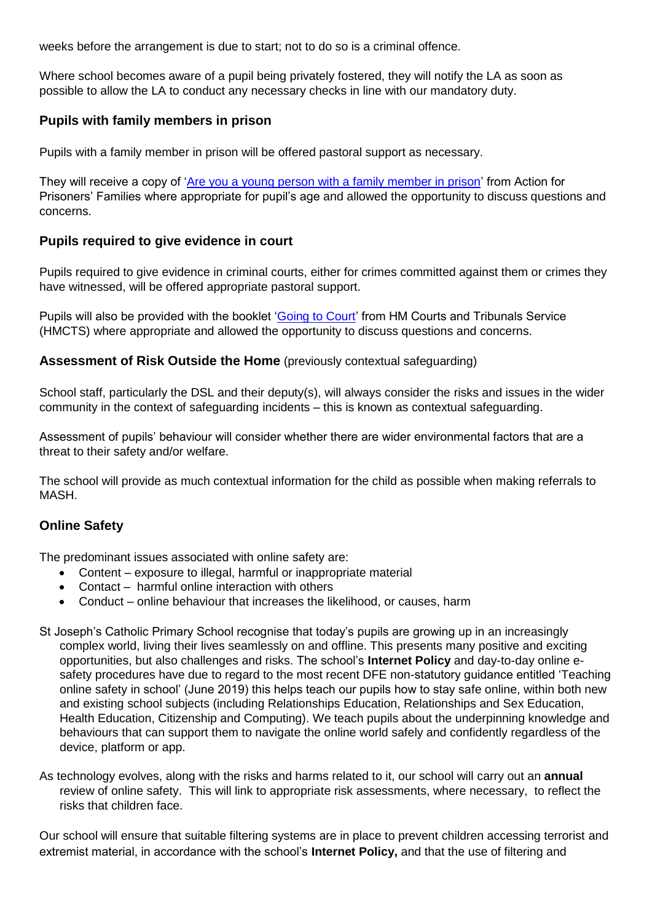weeks before the arrangement is due to start; not to do so is a criminal offence.

Where school becomes aware of a pupil being privately fostered, they will notify the LA as soon as possible to allow the LA to conduct any necessary checks in line with our mandatory duty.

### Pupils with family members in prison

Pupils with a family member in prison will be offered pastoral support as necessary.

They will receive a copy of 'Are you a young person with a family member in prison' from Action for Prisoners' Families where appropriate for pupil's age and allowed the opportunity to discuss questions and concerns.

### Pupils required to give evidence in court

Pupils required to give evidence in criminal courts, either for crimes committed against them or crimes they have witnessed, will be offered appropriate pastoral support.

Pupils will also be provided with the booklet 'Going to Court' from HM Courts and Tribunals Service (HMCTS) where appropriate and allowed the opportunity to discuss questions and concerns.

### Assessment of Risk Outside the Home (previously contextual safeguarding)

School staff, particularly the DSL and their deputy(s), will always consider the risks and issues in the wider community in the context of safeguarding incidents – this is known as contextual safeguarding.

Assessment of pupils' behaviour will consider whether there are wider environmental factors that are a threat to their safety and/or welfare.

The school will provide as much contextual information for the child as possible when making referrals to MASH.

### Online Safety

The predominant issues associated with online safety are:

- Content – exposure to illegal, harmful or inappropriate material
- Contact – harmful online interaction with others
- Conduct – online behaviour that increases the likelihood, or causes, harm

St Joseph's Catholic Primary School recognise that today's pupils are growing up in an increasingly complex world, living their lives seamlessly on and offline. This presents many positive and exciting opportunities, but also challenges and risks. The school's **Internet Policy** and day-to-day online e-safety procedures have due to regard to the most recent DFE non-statutory guidance entitled 'Teaching online safety in school' (June 2019) this helps teach our pupils how to stay safe online, within both new and existing school subjects (including Relationships Education, Relationships and Sex Education, Health Education, Citizenship and Computing). We teach pupils about the underpinning knowledge and behaviours that can support them to navigate the online world safely and confidently regardless of the device, platform or app.

As technology evolves, along with the risks and harms related to it, our school will carry out an **annual** review of online safety. This will link to appropriate risk assessments, where necessary, to reflect the risks that children face.

Our school will ensure that suitable filtering systems are in place to prevent children accessing terrorist and extremist material, in accordance with the school's **Internet Policy,** and that the use of filtering and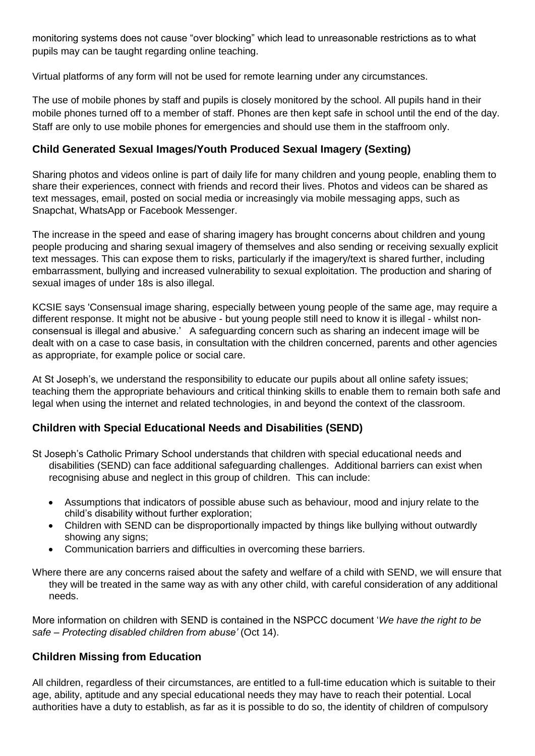monitoring systems does not cause "over blocking" which lead to unreasonable restrictions as to what pupils may can be taught regarding online teaching.

Virtual platforms of any form will not be used for remote learning under any circumstances.

The use of mobile phones by staff and pupils is closely monitored by the school. All pupils hand in their mobile phones turned off to a member of staff. Phones are then kept safe in school until the end of the day. Staff are only to use mobile phones for emergencies and should use them in the staffroom only.

### Child Generated Sexual Images/Youth Produced Sexual Imagery (Sexting)

Sharing photos and videos online is part of daily life for many children and young people, enabling them to share their experiences, connect with friends and record their lives. Photos and videos can be shared as text messages, email, posted on social media or increasingly via mobile messaging apps, such as Snapchat, WhatsApp or Facebook Messenger.

The increase in the speed and ease of sharing imagery has brought concerns about children and young people producing and sharing sexual imagery of themselves and also sending or receiving sexually explicit text messages. This can expose them to risks, particularly if the imagery/text is shared further, including embarrassment, bullying and increased vulnerability to sexual exploitation. The production and sharing of sexual images of under 18s is also illegal.

KCSIE says 'Consensual image sharing, especially between young people of the same age, may require a different response. It might not be abusive - but young people still need to know it is illegal - whilst non-consensual is illegal and abusive.' A safeguarding concern such as sharing an indecent image will be dealt with on a case to case basis, in consultation with the children concerned, parents and other agencies as appropriate, for example police or social care.

At St Joseph's, we understand the responsibility to educate our pupils about all online safety issues; teaching them the appropriate behaviours and critical thinking skills to enable them to remain both safe and legal when using the internet and related technologies, in and beyond the context of the classroom.

### Children with Special Educational Needs and Disabilities (SEND)

St Joseph's Catholic Primary School understands that children with special educational needs and disabilities (SEND) can face additional safeguarding challenges. Additional barriers can exist when recognising abuse and neglect in this group of children. This can include:

- Assumptions that indicators of possible abuse such as behaviour, mood and injury relate to the child's disability without further exploration;
- Children with SEND can be disproportionally impacted by things like bullying without outwardly showing any signs;
- Communication barriers and difficulties in overcoming these barriers.

Where there are any concerns raised about the safety and welfare of a child with SEND, we will ensure that they will be treated in the same way as with any other child, with careful consideration of any additional needs.

More information on children with SEND is contained in the NSPCC document '*We have the right to be safe – Protecting disabled children from abuse'* (Oct 14).

### Children Missing from Education

All children, regardless of their circumstances, are entitled to a full-time education which is suitable to their age, ability, aptitude and any special educational needs they may have to reach their potential. Local authorities have a duty to establish, as far as it is possible to do so, the identity of children of compulsory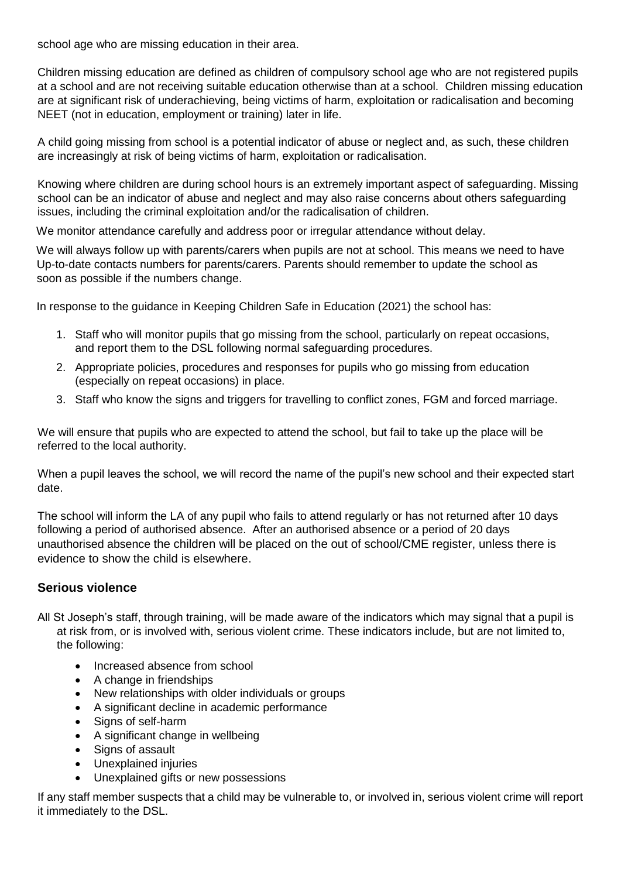school age who are missing education in their area.

Children missing education are defined as children of compulsory school age who are not registered pupils at a school and are not receiving suitable education otherwise than at a school. Children missing education are at significant risk of underachieving, being victims of harm, exploitation or radicalisation and becoming NEET (not in education, employment or training) later in life.

A child going missing from school is a potential indicator of abuse or neglect and, as such, these children are increasingly at risk of being victims of harm, exploitation or radicalisation.

Knowing where children are during school hours is an extremely important aspect of safeguarding. Missing school can be an indicator of abuse and neglect and may also raise concerns about others safeguarding issues, including the criminal exploitation and/or the radicalisation of children.

We monitor attendance carefully and address poor or irregular attendance without delay.

We will always follow up with parents/carers when pupils are not at school. This means we need to have Up-to-date contacts numbers for parents/carers. Parents should remember to update the school as soon as possible if the numbers change.

In response to the guidance in Keeping Children Safe in Education (2021) the school has:

1. Staff who will monitor pupils that go missing from the school, particularly on repeat occasions, and report them to the DSL following normal safeguarding procedures.
2. Appropriate policies, procedures and responses for pupils who go missing from education (especially on repeat occasions) in place.
3. Staff who know the signs and triggers for travelling to conflict zones, FGM and forced marriage.

We will ensure that pupils who are expected to attend the school, but fail to take up the place will be referred to the local authority.

When a pupil leaves the school, we will record the name of the pupil's new school and their expected start date.

The school will inform the LA of any pupil who fails to attend regularly or has not returned after 10 days following a period of authorised absence. After an authorised absence or a period of 20 days unauthorised absence the children will be placed on the out of school/CME register, unless there is evidence to show the child is elsewhere.

## Serious violence

All St Joseph's staff, through training, will be made aware of the indicators which may signal that a pupil is at risk from, or is involved with, serious violent crime. These indicators include, but are not limited to, the following:

- Increased absence from school
- A change in friendships
- New relationships with older individuals or groups
- A significant decline in academic performance
- Signs of self-harm
- A significant change in wellbeing
- Signs of assault
- Unexplained injuries
- Unexplained gifts or new possessions

If any staff member suspects that a child may be vulnerable to, or involved in, serious violent crime will report it immediately to the DSL.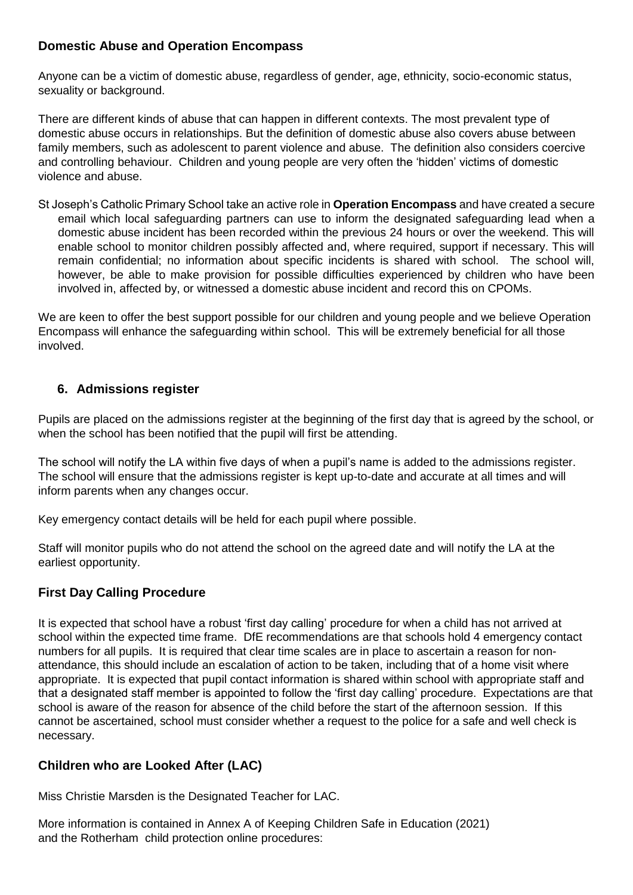### Domestic Abuse and Operation Encompass

Anyone can be a victim of domestic abuse, regardless of gender, age, ethnicity, socio-economic status, sexuality or background.

There are different kinds of abuse that can happen in different contexts. The most prevalent type of domestic abuse occurs in relationships. But the definition of domestic abuse also covers abuse between family members, such as adolescent to parent violence and abuse. The definition also considers coercive and controlling behaviour. Children and young people are very often the 'hidden' victims of domestic violence and abuse.

St Joseph's Catholic Primary School take an active role in **Operation Encompass** and have created a secure email which local safeguarding partners can use to inform the designated safeguarding lead when a domestic abuse incident has been recorded within the previous 24 hours or over the weekend. This will enable school to monitor children possibly affected and, where required, support if necessary. This will remain confidential; no information about specific incidents is shared with school. The school will, however, be able to make provision for possible difficulties experienced by children who have been involved in, affected by, or witnessed a domestic abuse incident and record this on CPOMs.

We are keen to offer the best support possible for our children and young people and we believe Operation Encompass will enhance the safeguarding within school. This will be extremely beneficial for all those involved.

## 6. Admissions register

Pupils are placed on the admissions register at the beginning of the first day that is agreed by the school, or when the school has been notified that the pupil will first be attending.

The school will notify the LA within five days of when a pupil's name is added to the admissions register. The school will ensure that the admissions register is kept up-to-date and accurate at all times and will inform parents when any changes occur.

Key emergency contact details will be held for each pupil where possible.

Staff will monitor pupils who do not attend the school on the agreed date and will notify the LA at the earliest opportunity.

### First Day Calling Procedure

It is expected that school have a robust 'first day calling' procedure for when a child has not arrived at school within the expected time frame. DfE recommendations are that schools hold 4 emergency contact numbers for all pupils. It is required that clear time scales are in place to ascertain a reason for non-attendance, this should include an escalation of action to be taken, including that of a home visit where appropriate. It is expected that pupil contact information is shared within school with appropriate staff and that a designated staff member is appointed to follow the 'first day calling' procedure. Expectations are that school is aware of the reason for absence of the child before the start of the afternoon session. If this cannot be ascertained, school must consider whether a request to the police for a safe and well check is necessary.

### Children who are Looked After (LAC)

Miss Christie Marsden is the Designated Teacher for LAC.

More information is contained in Annex A of Keeping Children Safe in Education (2021) and the Rotherham child protection online procedures: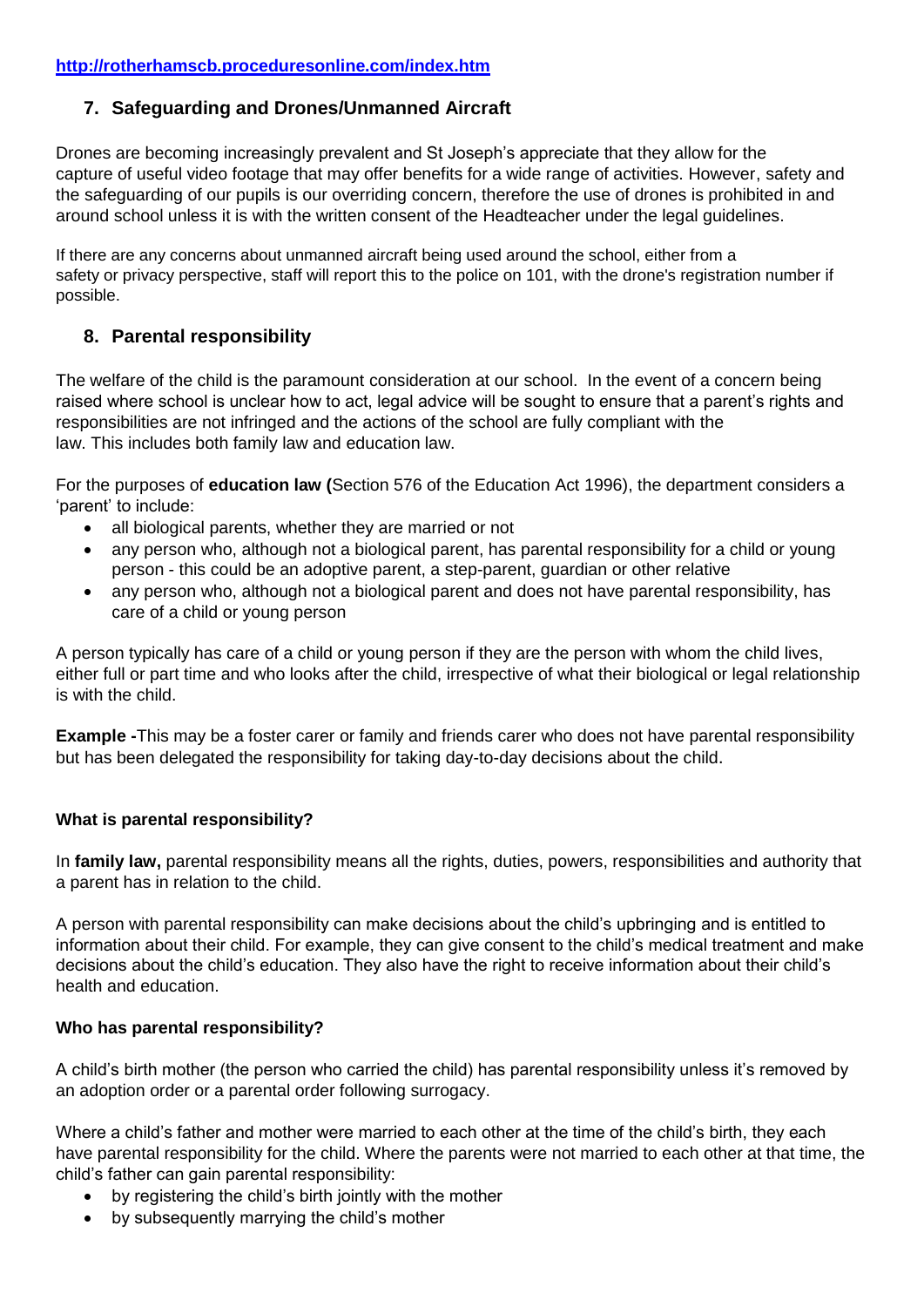**http://rotherhamscb.proceduresonline.com/index.htm**

## 7. Safeguarding and Drones/Unmanned Aircraft

Drones are becoming increasingly prevalent and St Joseph's appreciate that they allow for the capture of useful video footage that may offer benefits for a wide range of activities. However, safety and the safeguarding of our pupils is our overriding concern, therefore the use of drones is prohibited in and around school unless it is with the written consent of the Headteacher under the legal guidelines.

If there are any concerns about unmanned aircraft being used around the school, either from a safety or privacy perspective, staff will report this to the police on 101, with the drone's registration number if possible.

## 8. Parental responsibility

The welfare of the child is the paramount consideration at our school. In the event of a concern being raised where school is unclear how to act, legal advice will be sought to ensure that a parent's rights and responsibilities are not infringed and the actions of the school are fully compliant with the law. This includes both family law and education law.

For the purposes of **education law (**Section 576 of the Education Act 1996), the department considers a 'parent' to include:

- all biological parents, whether they are married or not
- any person who, although not a biological parent, has parental responsibility for a child or young person - this could be an adoptive parent, a step-parent, guardian or other relative
- any person who, although not a biological parent and does not have parental responsibility, has care of a child or young person

A person typically has care of a child or young person if they are the person with whom the child lives, either full or part time and who looks after the child, irrespective of what their biological or legal relationship is with the child.

**Example -**This may be a foster carer or family and friends carer who does not have parental responsibility but has been delegated the responsibility for taking day-to-day decisions about the child.

**What is parental responsibility?**

In **family law,** parental responsibility means all the rights, duties, powers, responsibilities and authority that a parent has in relation to the child.

A person with parental responsibility can make decisions about the child's upbringing and is entitled to information about their child. For example, they can give consent to the child's medical treatment and make decisions about the child's education. They also have the right to receive information about their child's health and education.

**Who has parental responsibility?**

A child's birth mother (the person who carried the child) has parental responsibility unless it's removed by an adoption order or a parental order following surrogacy.

Where a child's father and mother were married to each other at the time of the child's birth, they each have parental responsibility for the child. Where the parents were not married to each other at that time, the child's father can gain parental responsibility:

- by registering the child's birth jointly with the mother
- by subsequently marrying the child's mother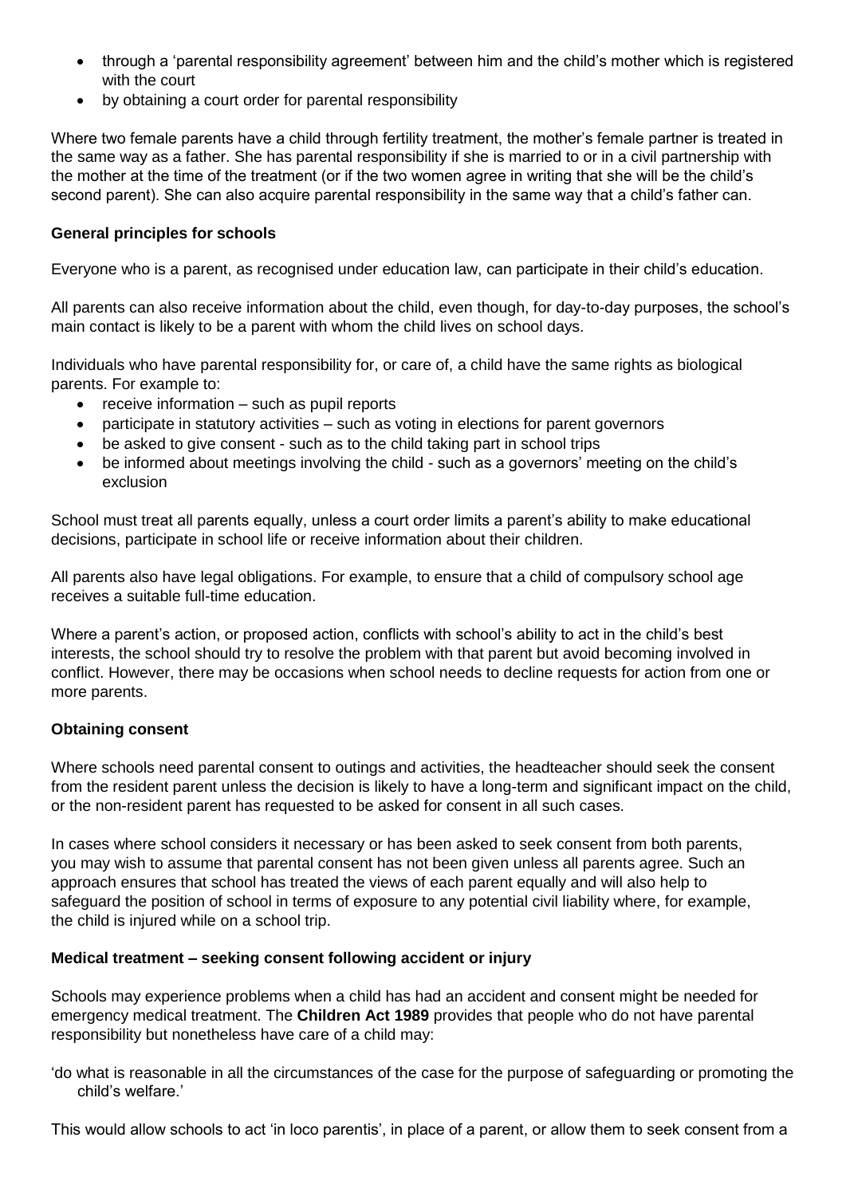- through a 'parental responsibility agreement' between him and the child's mother which is registered with the court
- by obtaining a court order for parental responsibility

Where two female parents have a child through fertility treatment, the mother's female partner is treated in the same way as a father. She has parental responsibility if she is married to or in a civil partnership with the mother at the time of the treatment (or if the two women agree in writing that she will be the child's second parent). She can also acquire parental responsibility in the same way that a child's father can.

**General principles for schools**

Everyone who is a parent, as recognised under education law, can participate in their child's education.

All parents can also receive information about the child, even though, for day-to-day purposes, the school's main contact is likely to be a parent with whom the child lives on school days.

Individuals who have parental responsibility for, or care of, a child have the same rights as biological parents. For example to:

- receive information – such as pupil reports
- participate in statutory activities – such as voting in elections for parent governors
- be asked to give consent - such as to the child taking part in school trips
- be informed about meetings involving the child - such as a governors' meeting on the child's exclusion

School must treat all parents equally, unless a court order limits a parent's ability to make educational decisions, participate in school life or receive information about their children.

All parents also have legal obligations. For example, to ensure that a child of compulsory school age receives a suitable full-time education.

Where a parent's action, or proposed action, conflicts with school's ability to act in the child's best interests, the school should try to resolve the problem with that parent but avoid becoming involved in conflict. However, there may be occasions when school needs to decline requests for action from one or more parents.

**Obtaining consent**

Where schools need parental consent to outings and activities, the headteacher should seek the consent from the resident parent unless the decision is likely to have a long-term and significant impact on the child, or the non-resident parent has requested to be asked for consent in all such cases.

In cases where school considers it necessary or has been asked to seek consent from both parents, you may wish to assume that parental consent has not been given unless all parents agree. Such an approach ensures that school has treated the views of each parent equally and will also help to safeguard the position of school in terms of exposure to any potential civil liability where, for example, the child is injured while on a school trip.

**Medical treatment – seeking consent following accident or injury**

Schools may experience problems when a child has had an accident and consent might be needed for emergency medical treatment. The **Children Act 1989** provides that people who do not have parental responsibility but nonetheless have care of a child may:

'do what is reasonable in all the circumstances of the case for the purpose of safeguarding or promoting the child's welfare.'

This would allow schools to act 'in loco parentis', in place of a parent, or allow them to seek consent from a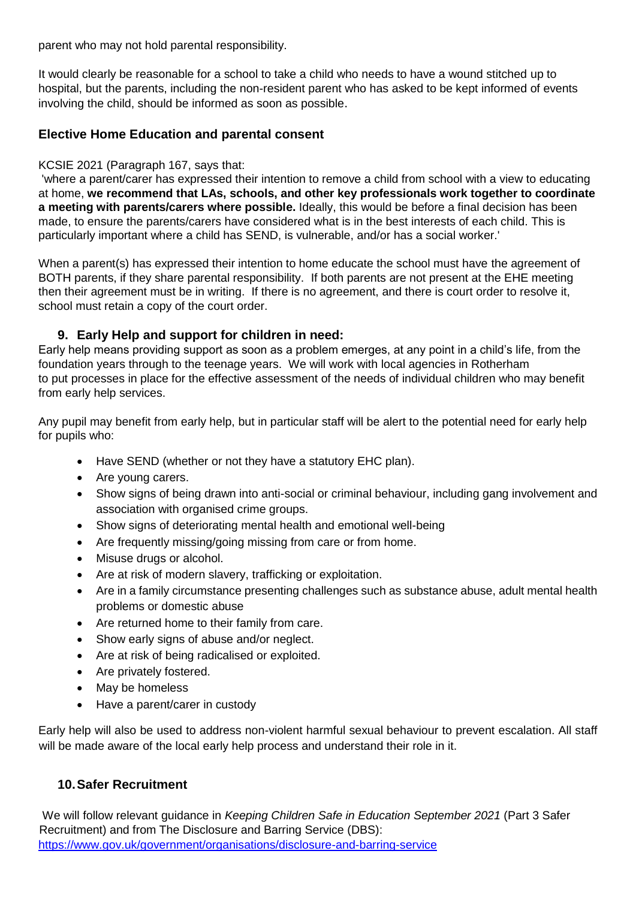parent who may not hold parental responsibility.

It would clearly be reasonable for a school to take a child who needs to have a wound stitched up to hospital, but the parents, including the non-resident parent who has asked to be kept informed of events involving the child, should be informed as soon as possible.

### Elective Home Education and parental consent

KCSIE 2021 (Paragraph 167, says that:

'where a parent/carer has expressed their intention to remove a child from school with a view to educating at home, **we recommend that LAs, schools, and other key professionals work together to coordinate a meeting with parents/carers where possible.** Ideally, this would be before a final decision has been made, to ensure the parents/carers have considered what is in the best interests of each child. This is particularly important where a child has SEND, is vulnerable, and/or has a social worker.'

When a parent(s) has expressed their intention to home educate the school must have the agreement of BOTH parents, if they share parental responsibility. If both parents are not present at the EHE meeting then their agreement must be in writing. If there is no agreement, and there is court order to resolve it, school must retain a copy of the court order.

## 9. Early Help and support for children in need:

Early help means providing support as soon as a problem emerges, at any point in a child's life, from the foundation years through to the teenage years. We will work with local agencies in Rotherham to put processes in place for the effective assessment of the needs of individual children who may benefit from early help services.

Any pupil may benefit from early help, but in particular staff will be alert to the potential need for early help for pupils who:

- Have SEND (whether or not they have a statutory EHC plan).
- Are young carers.
- Show signs of being drawn into anti-social or criminal behaviour, including gang involvement and association with organised crime groups.
- Show signs of deteriorating mental health and emotional well-being
- Are frequently missing/going missing from care or from home.
- Misuse drugs or alcohol.
- Are at risk of modern slavery, trafficking or exploitation.
- Are in a family circumstance presenting challenges such as substance abuse, adult mental health problems or domestic abuse
- Are returned home to their family from care.
- Show early signs of abuse and/or neglect.
- Are at risk of being radicalised or exploited.
- Are privately fostered.
- May be homeless
- Have a parent/carer in custody

Early help will also be used to address non-violent harmful sexual behaviour to prevent escalation. All staff will be made aware of the local early help process and understand their role in it.

## 10. Safer Recruitment

We will follow relevant guidance in *Keeping Children Safe in Education September 2021* (Part 3 Safer Recruitment) and from The Disclosure and Barring Service (DBS): [https://www.gov.uk/government/organisations/disclosure-and-barring-service](https://www.gov.uk/government/organisations/disclosure-and-barring-service)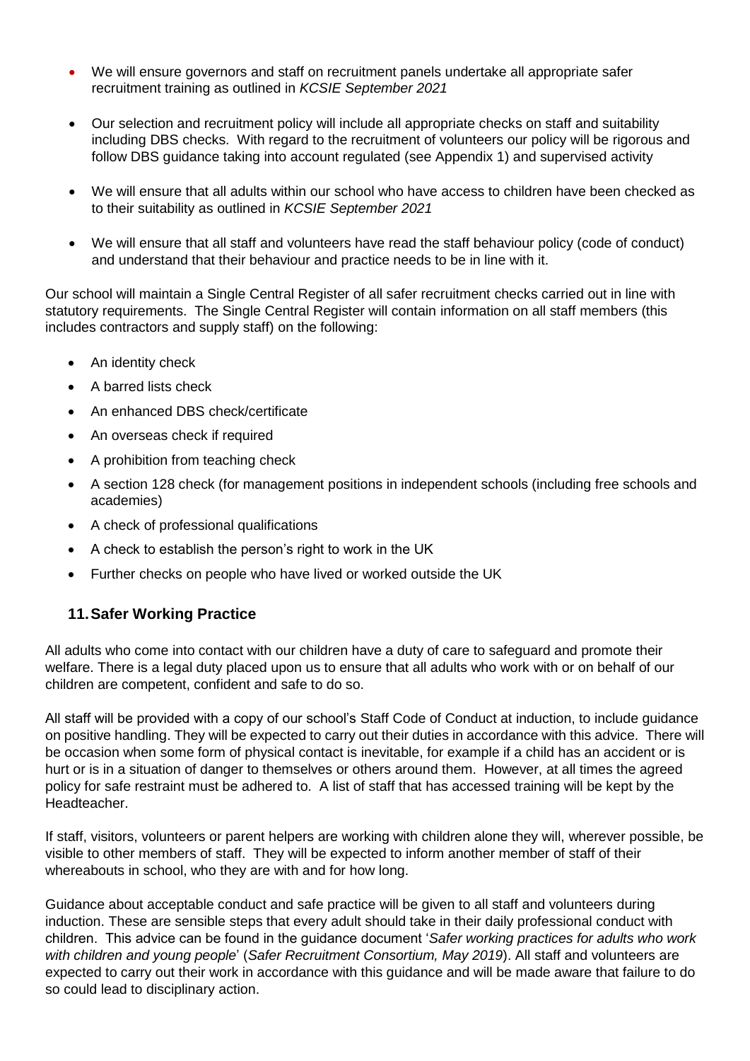- We will ensure governors and staff on recruitment panels undertake all appropriate safer recruitment training as outlined in *KCSIE September 2021*
- Our selection and recruitment policy will include all appropriate checks on staff and suitability including DBS checks. With regard to the recruitment of volunteers our policy will be rigorous and follow DBS guidance taking into account regulated (see Appendix 1) and supervised activity
- We will ensure that all adults within our school who have access to children have been checked as to their suitability as outlined in *KCSIE September 2021*
- We will ensure that all staff and volunteers have read the staff behaviour policy (code of conduct) and understand that their behaviour and practice needs to be in line with it.

Our school will maintain a Single Central Register of all safer recruitment checks carried out in line with statutory requirements. The Single Central Register will contain information on all staff members (this includes contractors and supply staff) on the following:

- An identity check
- A barred lists check
- An enhanced DBS check/certificate
- An overseas check if required
- A prohibition from teaching check
- A section 128 check (for management positions in independent schools (including free schools and academies)
- A check of professional qualifications
- A check to establish the person's right to work in the UK
- Further checks on people who have lived or worked outside the UK

## 11. Safer Working Practice

All adults who come into contact with our children have a duty of care to safeguard and promote their welfare. There is a legal duty placed upon us to ensure that all adults who work with or on behalf of our children are competent, confident and safe to do so.

All staff will be provided with a copy of our school's Staff Code of Conduct at induction, to include guidance on positive handling. They will be expected to carry out their duties in accordance with this advice. There will be occasion when some form of physical contact is inevitable, for example if a child has an accident or is hurt or is in a situation of danger to themselves or others around them. However, at all times the agreed policy for safe restraint must be adhered to. A list of staff that has accessed training will be kept by the Headteacher.

If staff, visitors, volunteers or parent helpers are working with children alone they will, wherever possible, be visible to other members of staff. They will be expected to inform another member of staff of their whereabouts in school, who they are with and for how long.

Guidance about acceptable conduct and safe practice will be given to all staff and volunteers during induction. These are sensible steps that every adult should take in their daily professional conduct with children. This advice can be found in the guidance document '*Safer working practices for adults who work with children and young people*' (*Safer Recruitment Consortium, May 2019*). All staff and volunteers are expected to carry out their work in accordance with this guidance and will be made aware that failure to do so could lead to disciplinary action.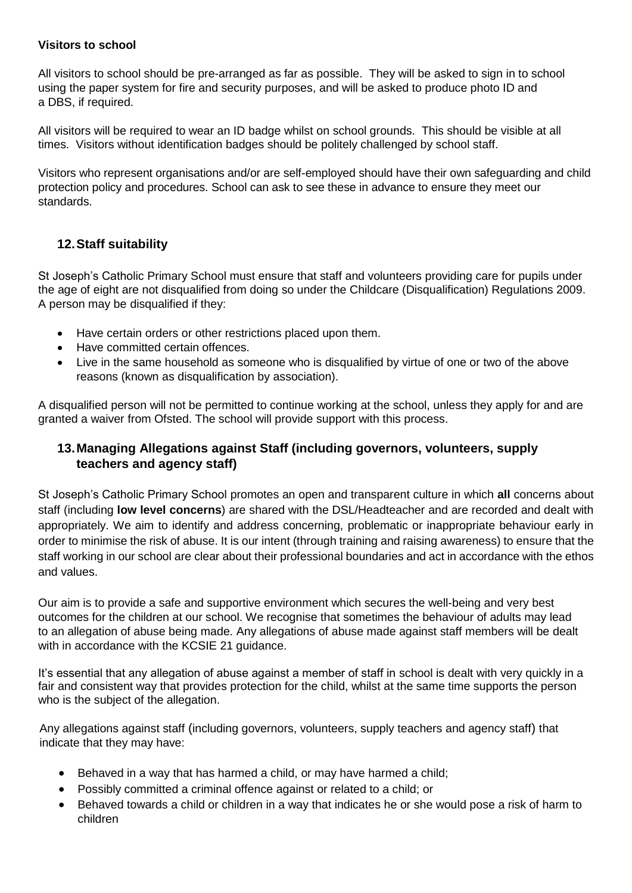**Visitors to school**

All visitors to school should be pre-arranged as far as possible. They will be asked to sign in to school using the paper system for fire and security purposes, and will be asked to produce photo ID and a DBS, if required.

All visitors will be required to wear an ID badge whilst on school grounds. This should be visible at all times. Visitors without identification badges should be politely challenged by school staff.

Visitors who represent organisations and/or are self-employed should have their own safeguarding and child protection policy and procedures. School can ask to see these in advance to ensure they meet our standards.

## 12. Staff suitability

St Joseph's Catholic Primary School must ensure that staff and volunteers providing care for pupils under the age of eight are not disqualified from doing so under the Childcare (Disqualification) Regulations 2009. A person may be disqualified if they:

- Have certain orders or other restrictions placed upon them.
- Have committed certain offences.
- Live in the same household as someone who is disqualified by virtue of one or two of the above reasons (known as disqualification by association).

A disqualified person will not be permitted to continue working at the school, unless they apply for and are granted a waiver from Ofsted. The school will provide support with this process.

## 13. Managing Allegations against Staff (including governors, volunteers, supply teachers and agency staff)

St Joseph's Catholic Primary School promotes an open and transparent culture in which **all** concerns about staff (including **low level concerns**) are shared with the DSL/Headteacher and are recorded and dealt with appropriately. We aim to identify and address concerning, problematic or inappropriate behaviour early in order to minimise the risk of abuse. It is our intent (through training and raising awareness) to ensure that the staff working in our school are clear about their professional boundaries and act in accordance with the ethos and values.

Our aim is to provide a safe and supportive environment which secures the well-being and very best outcomes for the children at our school. We recognise that sometimes the behaviour of adults may lead to an allegation of abuse being made. Any allegations of abuse made against staff members will be dealt with in accordance with the KCSIE 21 guidance.

It's essential that any allegation of abuse against a member of staff in school is dealt with very quickly in a fair and consistent way that provides protection for the child, whilst at the same time supports the person who is the subject of the allegation.

Any allegations against staff (including governors, volunteers, supply teachers and agency staff) that indicate that they may have:

- Behaved in a way that has harmed a child, or may have harmed a child;
- Possibly committed a criminal offence against or related to a child; or
- Behaved towards a child or children in a way that indicates he or she would pose a risk of harm to children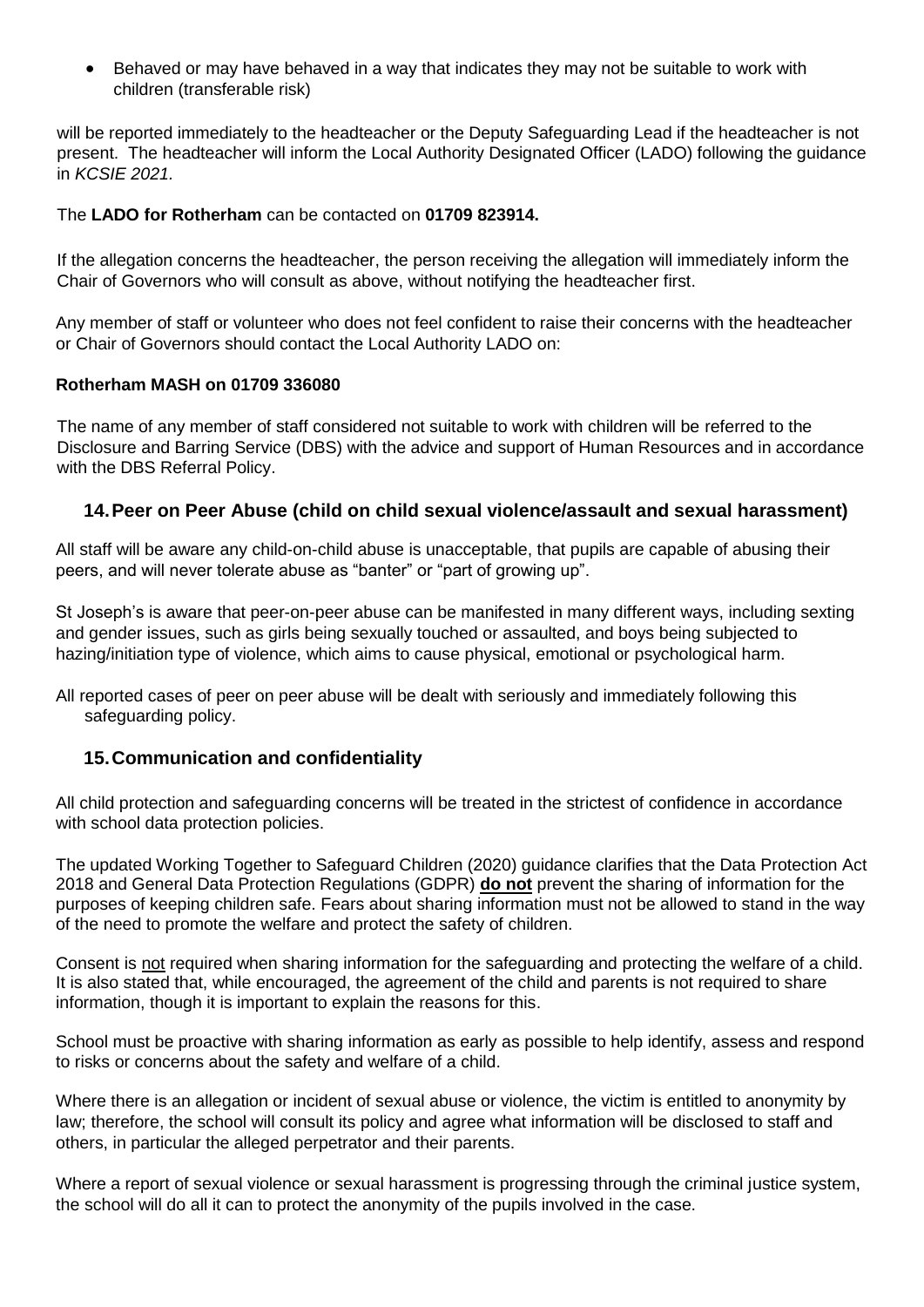- Behaved or may have behaved in a way that indicates they may not be suitable to work with children (transferable risk)

will be reported immediately to the headteacher or the Deputy Safeguarding Lead if the headteacher is not present. The headteacher will inform the Local Authority Designated Officer (LADO) following the guidance in *KCSIE 2021.*

The **LADO for Rotherham** can be contacted on **01709 823914.**

If the allegation concerns the headteacher, the person receiving the allegation will immediately inform the Chair of Governors who will consult as above, without notifying the headteacher first.

Any member of staff or volunteer who does not feel confident to raise their concerns with the headteacher or Chair of Governors should contact the Local Authority LADO on:

**Rotherham MASH on 01709 336080**

The name of any member of staff considered not suitable to work with children will be referred to the Disclosure and Barring Service (DBS) with the advice and support of Human Resources and in accordance with the DBS Referral Policy.

## 14. Peer on Peer Abuse (child on child sexual violence/assault and sexual harassment)

All staff will be aware any child-on-child abuse is unacceptable, that pupils are capable of abusing their peers, and will never tolerate abuse as "banter" or "part of growing up".

St Joseph's is aware that peer-on-peer abuse can be manifested in many different ways, including sexting and gender issues, such as girls being sexually touched or assaulted, and boys being subjected to hazing/initiation type of violence, which aims to cause physical, emotional or psychological harm.

All reported cases of peer on peer abuse will be dealt with seriously and immediately following this safeguarding policy.

## 15. Communication and confidentiality

All child protection and safeguarding concerns will be treated in the strictest of confidence in accordance with school data protection policies.

The updated Working Together to Safeguard Children (2020) guidance clarifies that the Data Protection Act 2018 and General Data Protection Regulations (GDPR) **do not** prevent the sharing of information for the purposes of keeping children safe. Fears about sharing information must not be allowed to stand in the way of the need to promote the welfare and protect the safety of children.

Consent is not required when sharing information for the safeguarding and protecting the welfare of a child. It is also stated that, while encouraged, the agreement of the child and parents is not required to share information, though it is important to explain the reasons for this.

School must be proactive with sharing information as early as possible to help identify, assess and respond to risks or concerns about the safety and welfare of a child.

Where there is an allegation or incident of sexual abuse or violence, the victim is entitled to anonymity by law; therefore, the school will consult its policy and agree what information will be disclosed to staff and others, in particular the alleged perpetrator and their parents.

Where a report of sexual violence or sexual harassment is progressing through the criminal justice system, the school will do all it can to protect the anonymity of the pupils involved in the case.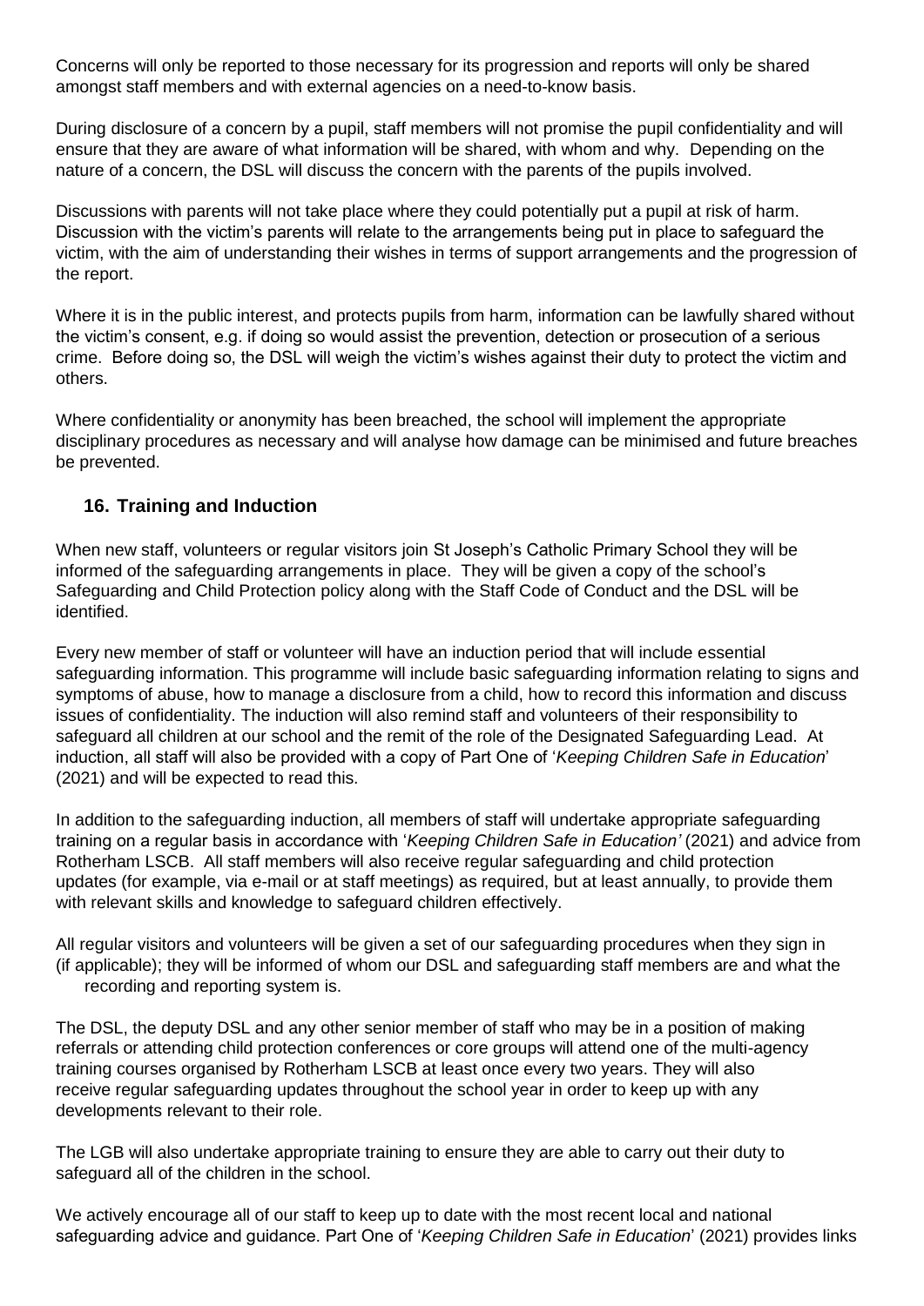Concerns will only be reported to those necessary for its progression and reports will only be shared amongst staff members and with external agencies on a need-to-know basis.

During disclosure of a concern by a pupil, staff members will not promise the pupil confidentiality and will ensure that they are aware of what information will be shared, with whom and why. Depending on the nature of a concern, the DSL will discuss the concern with the parents of the pupils involved.

Discussions with parents will not take place where they could potentially put a pupil at risk of harm. Discussion with the victim's parents will relate to the arrangements being put in place to safeguard the victim, with the aim of understanding their wishes in terms of support arrangements and the progression of the report.

Where it is in the public interest, and protects pupils from harm, information can be lawfully shared without the victim's consent, e.g. if doing so would assist the prevention, detection or prosecution of a serious crime. Before doing so, the DSL will weigh the victim's wishes against their duty to protect the victim and others.

Where confidentiality or anonymity has been breached, the school will implement the appropriate disciplinary procedures as necessary and will analyse how damage can be minimised and future breaches be prevented.

## 16. Training and Induction

When new staff, volunteers or regular visitors join St Joseph's Catholic Primary School they will be informed of the safeguarding arrangements in place. They will be given a copy of the school's Safeguarding and Child Protection policy along with the Staff Code of Conduct and the DSL will be identified.

Every new member of staff or volunteer will have an induction period that will include essential safeguarding information. This programme will include basic safeguarding information relating to signs and symptoms of abuse, how to manage a disclosure from a child, how to record this information and discuss issues of confidentiality. The induction will also remind staff and volunteers of their responsibility to safeguard all children at our school and the remit of the role of the Designated Safeguarding Lead. At induction, all staff will also be provided with a copy of Part One of '*Keeping Children Safe in Education*' (2021) and will be expected to read this.

In addition to the safeguarding induction, all members of staff will undertake appropriate safeguarding training on a regular basis in accordance with '*Keeping Children Safe in Education'* (2021) and advice from Rotherham LSCB. All staff members will also receive regular safeguarding and child protection updates (for example, via e-mail or at staff meetings) as required, but at least annually, to provide them with relevant skills and knowledge to safeguard children effectively.

All regular visitors and volunteers will be given a set of our safeguarding procedures when they sign in (if applicable); they will be informed of whom our DSL and safeguarding staff members are and what the recording and reporting system is.

The DSL, the deputy DSL and any other senior member of staff who may be in a position of making referrals or attending child protection conferences or core groups will attend one of the multi-agency training courses organised by Rotherham LSCB at least once every two years. They will also receive regular safeguarding updates throughout the school year in order to keep up with any developments relevant to their role.

The LGB will also undertake appropriate training to ensure they are able to carry out their duty to safeguard all of the children in the school.

We actively encourage all of our staff to keep up to date with the most recent local and national safeguarding advice and guidance. Part One of '*Keeping Children Safe in Education*' (2021) provides links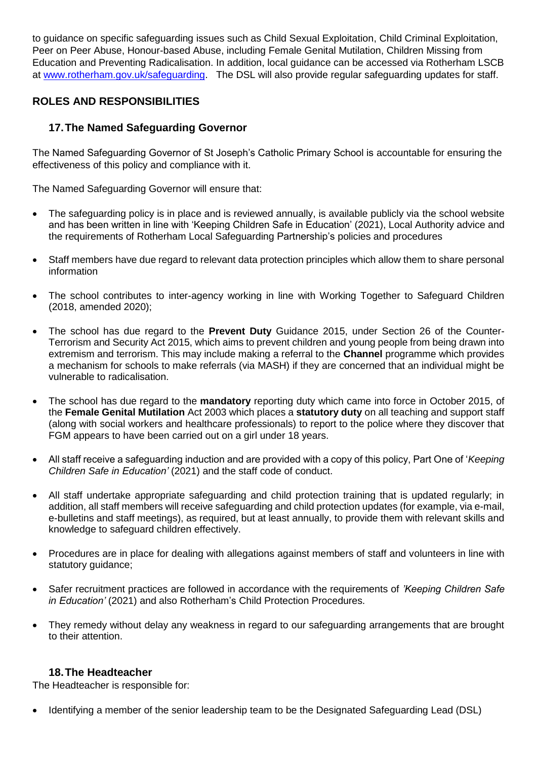to guidance on specific safeguarding issues such as Child Sexual Exploitation, Child Criminal Exploitation, Peer on Peer Abuse, Honour-based Abuse, including Female Genital Mutilation, Children Missing from Education and Preventing Radicalisation. In addition, local guidance can be accessed via Rotherham LSCB at [www.rotherham.gov.uk/safeguarding](www.rotherham.gov.uk/safeguarding). The DSL will also provide regular safeguarding updates for staff.

## ROLES AND RESPONSIBILITIES

### 17. The Named Safeguarding Governor

The Named Safeguarding Governor of St Joseph's Catholic Primary School is accountable for ensuring the effectiveness of this policy and compliance with it.

The Named Safeguarding Governor will ensure that:

- The safeguarding policy is in place and is reviewed annually, is available publicly via the school website and has been written in line with 'Keeping Children Safe in Education' (2021), Local Authority advice and the requirements of Rotherham Local Safeguarding Partnership's policies and procedures
- Staff members have due regard to relevant data protection principles which allow them to share personal information
- The school contributes to inter-agency working in line with Working Together to Safeguard Children (2018, amended 2020);
- The school has due regard to the **Prevent Duty** Guidance 2015, under Section 26 of the Counter-Terrorism and Security Act 2015, which aims to prevent children and young people from being drawn into extremism and terrorism. This may include making a referral to the **Channel** programme which provides a mechanism for schools to make referrals (via MASH) if they are concerned that an individual might be vulnerable to radicalisation.
- The school has due regard to the **mandatory** reporting duty which came into force in October 2015, of the **Female Genital Mutilation** Act 2003 which places a **statutory duty** on all teaching and support staff (along with social workers and healthcare professionals) to report to the police where they discover that FGM appears to have been carried out on a girl under 18 years.
- All staff receive a safeguarding induction and are provided with a copy of this policy, Part One of '*Keeping Children Safe in Education'* (2021) and the staff code of conduct.
- All staff undertake appropriate safeguarding and child protection training that is updated regularly; in addition, all staff members will receive safeguarding and child protection updates (for example, via e-mail, e-bulletins and staff meetings), as required, but at least annually, to provide them with relevant skills and knowledge to safeguard children effectively.
- Procedures are in place for dealing with allegations against members of staff and volunteers in line with statutory guidance;
- Safer recruitment practices are followed in accordance with the requirements of *'Keeping Children Safe in Education'* (2021) and also Rotherham's Child Protection Procedures.
- They remedy without delay any weakness in regard to our safeguarding arrangements that are brought to their attention.

### 18. The Headteacher

The Headteacher is responsible for:

- Identifying a member of the senior leadership team to be the Designated Safeguarding Lead (DSL)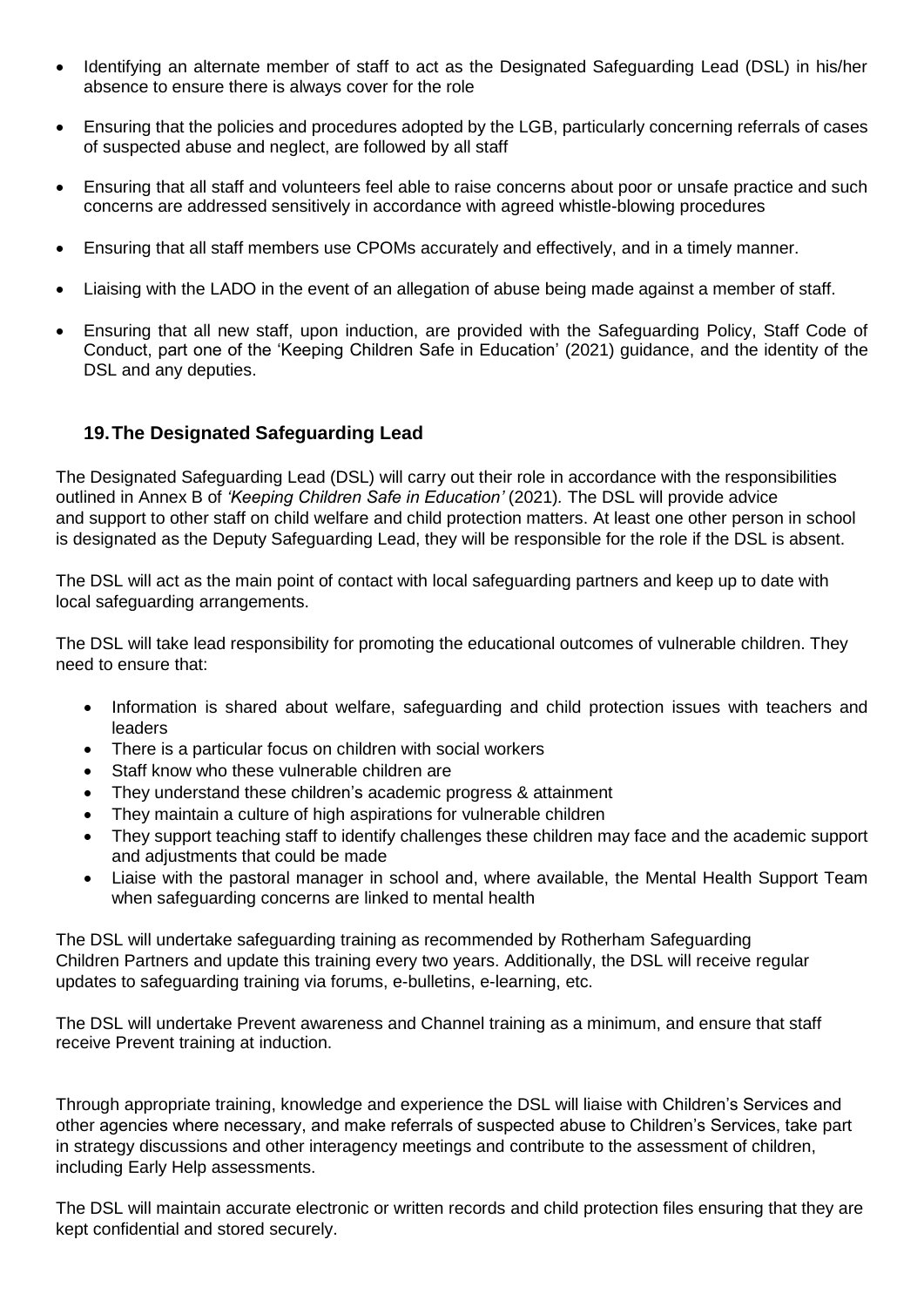- Identifying an alternate member of staff to act as the Designated Safeguarding Lead (DSL) in his/her absence to ensure there is always cover for the role
- Ensuring that the policies and procedures adopted by the LGB, particularly concerning referrals of cases of suspected abuse and neglect, are followed by all staff
- Ensuring that all staff and volunteers feel able to raise concerns about poor or unsafe practice and such concerns are addressed sensitively in accordance with agreed whistle-blowing procedures
- Ensuring that all staff members use CPOMs accurately and effectively, and in a timely manner.
- Liaising with the LADO in the event of an allegation of abuse being made against a member of staff.
- Ensuring that all new staff, upon induction, are provided with the Safeguarding Policy, Staff Code of Conduct, part one of the 'Keeping Children Safe in Education' (2021) guidance, and the identity of the DSL and any deputies.

## 19. The Designated Safeguarding Lead

The Designated Safeguarding Lead (DSL) will carry out their role in accordance with the responsibilities outlined in Annex B of *'Keeping Children Safe in Education'* (2021). The DSL will provide advice and support to other staff on child welfare and child protection matters. At least one other person in school is designated as the Deputy Safeguarding Lead, they will be responsible for the role if the DSL is absent.

The DSL will act as the main point of contact with local safeguarding partners and keep up to date with local safeguarding arrangements.

The DSL will take lead responsibility for promoting the educational outcomes of vulnerable children. They need to ensure that:

- Information is shared about welfare, safeguarding and child protection issues with teachers and leaders
- There is a particular focus on children with social workers
- Staff know who these vulnerable children are
- They understand these children's academic progress & attainment
- They maintain a culture of high aspirations for vulnerable children
- They support teaching staff to identify challenges these children may face and the academic support and adjustments that could be made
- Liaise with the pastoral manager in school and, where available, the Mental Health Support Team when safeguarding concerns are linked to mental health

The DSL will undertake safeguarding training as recommended by Rotherham Safeguarding Children Partners and update this training every two years. Additionally, the DSL will receive regular updates to safeguarding training via forums, e-bulletins, e-learning, etc.

The DSL will undertake Prevent awareness and Channel training as a minimum, and ensure that staff receive Prevent training at induction.

Through appropriate training, knowledge and experience the DSL will liaise with Children's Services and other agencies where necessary, and make referrals of suspected abuse to Children's Services, take part in strategy discussions and other interagency meetings and contribute to the assessment of children, including Early Help assessments.

The DSL will maintain accurate electronic or written records and child protection files ensuring that they are kept confidential and stored securely.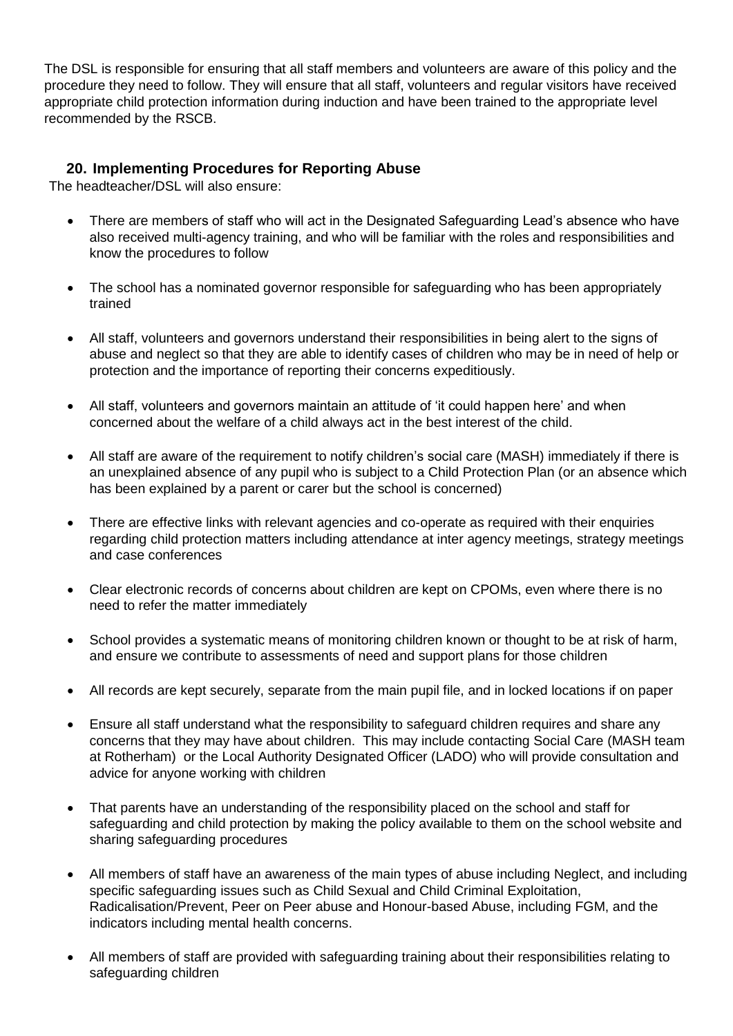The DSL is responsible for ensuring that all staff members and volunteers are aware of this policy and the procedure they need to follow. They will ensure that all staff, volunteers and regular visitors have received appropriate child protection information during induction and have been trained to the appropriate level recommended by the RSCB.

## 20. Implementing Procedures for Reporting Abuse

The headteacher/DSL will also ensure:

- There are members of staff who will act in the Designated Safeguarding Lead's absence who have also received multi-agency training, and who will be familiar with the roles and responsibilities and know the procedures to follow
- The school has a nominated governor responsible for safeguarding who has been appropriately trained
- All staff, volunteers and governors understand their responsibilities in being alert to the signs of abuse and neglect so that they are able to identify cases of children who may be in need of help or protection and the importance of reporting their concerns expeditiously.
- All staff, volunteers and governors maintain an attitude of 'it could happen here' and when concerned about the welfare of a child always act in the best interest of the child.
- All staff are aware of the requirement to notify children's social care (MASH) immediately if there is an unexplained absence of any pupil who is subject to a Child Protection Plan (or an absence which has been explained by a parent or carer but the school is concerned)
- There are effective links with relevant agencies and co-operate as required with their enquiries regarding child protection matters including attendance at inter agency meetings, strategy meetings and case conferences
- Clear electronic records of concerns about children are kept on CPOMs, even where there is no need to refer the matter immediately
- School provides a systematic means of monitoring children known or thought to be at risk of harm, and ensure we contribute to assessments of need and support plans for those children
- All records are kept securely, separate from the main pupil file, and in locked locations if on paper
- Ensure all staff understand what the responsibility to safeguard children requires and share any concerns that they may have about children. This may include contacting Social Care (MASH team at Rotherham) or the Local Authority Designated Officer (LADO) who will provide consultation and advice for anyone working with children
- That parents have an understanding of the responsibility placed on the school and staff for safeguarding and child protection by making the policy available to them on the school website and sharing safeguarding procedures
- All members of staff have an awareness of the main types of abuse including Neglect, and including specific safeguarding issues such as Child Sexual and Child Criminal Exploitation, Radicalisation/Prevent, Peer on Peer abuse and Honour-based Abuse, including FGM, and the indicators including mental health concerns.
- All members of staff are provided with safeguarding training about their responsibilities relating to safeguarding children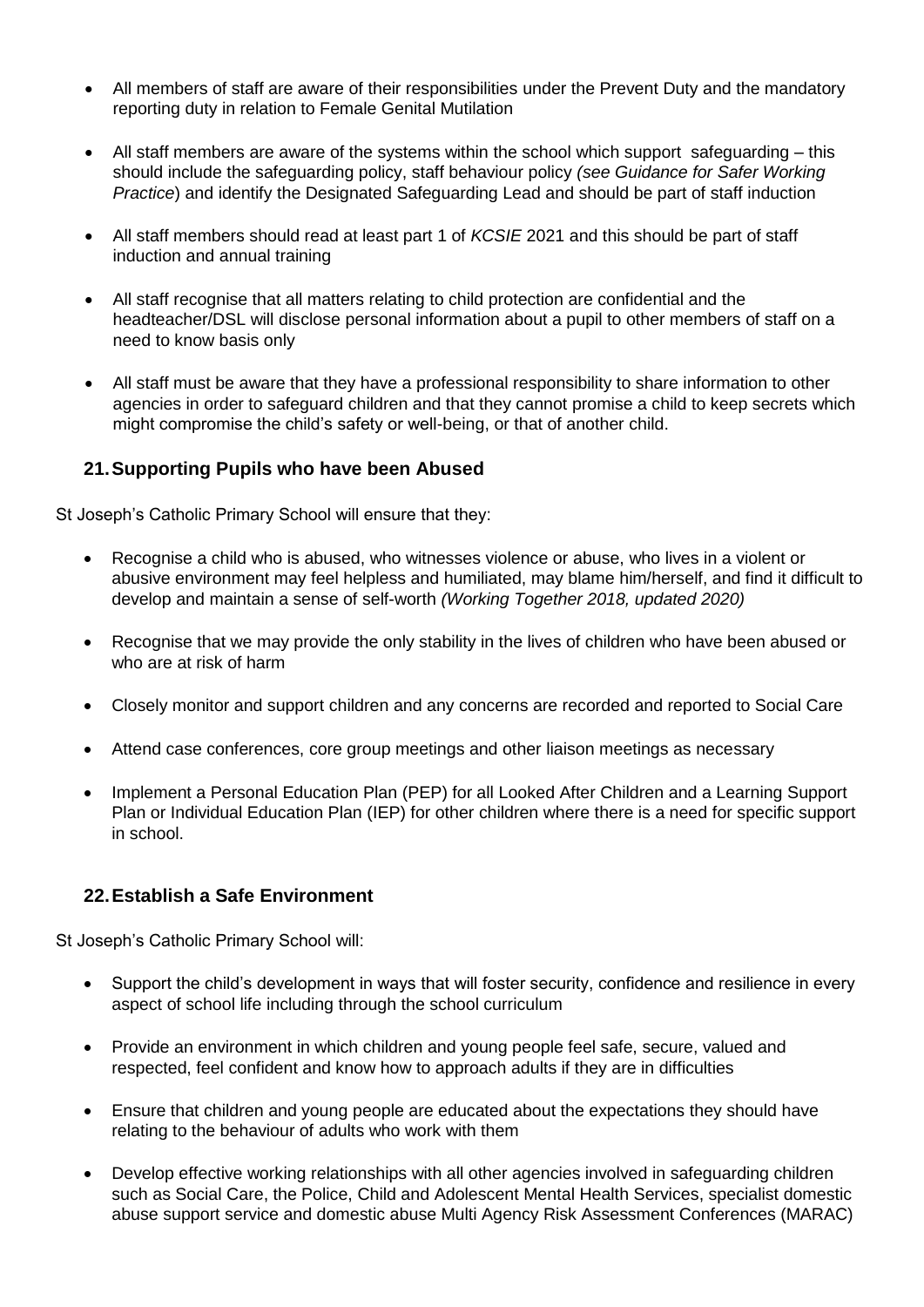- All members of staff are aware of their responsibilities under the Prevent Duty and the mandatory reporting duty in relation to Female Genital Mutilation

- All staff members are aware of the systems within the school which support safeguarding – this should include the safeguarding policy, staff behaviour policy *(see Guidance for Safer Working Practice*) and identify the Designated Safeguarding Lead and should be part of staff induction

- All staff members should read at least part 1 of *KCSIE* 2021 and this should be part of staff induction and annual training

- All staff recognise that all matters relating to child protection are confidential and the headteacher/DSL will disclose personal information about a pupil to other members of staff on a need to know basis only

- All staff must be aware that they have a professional responsibility to share information to other agencies in order to safeguard children and that they cannot promise a child to keep secrets which might compromise the child's safety or well-being, or that of another child.

## 21. Supporting Pupils who have been Abused

St Joseph's Catholic Primary School will ensure that they:

- Recognise a child who is abused, who witnesses violence or abuse, who lives in a violent or abusive environment may feel helpless and humiliated, may blame him/herself, and find it difficult to develop and maintain a sense of self-worth *(Working Together 2018, updated 2020)*

- Recognise that we may provide the only stability in the lives of children who have been abused or who are at risk of harm

- Closely monitor and support children and any concerns are recorded and reported to Social Care

- Attend case conferences, core group meetings and other liaison meetings as necessary

- Implement a Personal Education Plan (PEP) for all Looked After Children and a Learning Support Plan or Individual Education Plan (IEP) for other children where there is a need for specific support in school.

## 22. Establish a Safe Environment

St Joseph's Catholic Primary School will:

- Support the child's development in ways that will foster security, confidence and resilience in every aspect of school life including through the school curriculum

- Provide an environment in which children and young people feel safe, secure, valued and respected, feel confident and know how to approach adults if they are in difficulties

- Ensure that children and young people are educated about the expectations they should have relating to the behaviour of adults who work with them

- Develop effective working relationships with all other agencies involved in safeguarding children such as Social Care, the Police, Child and Adolescent Mental Health Services, specialist domestic abuse support service and domestic abuse Multi Agency Risk Assessment Conferences (MARAC)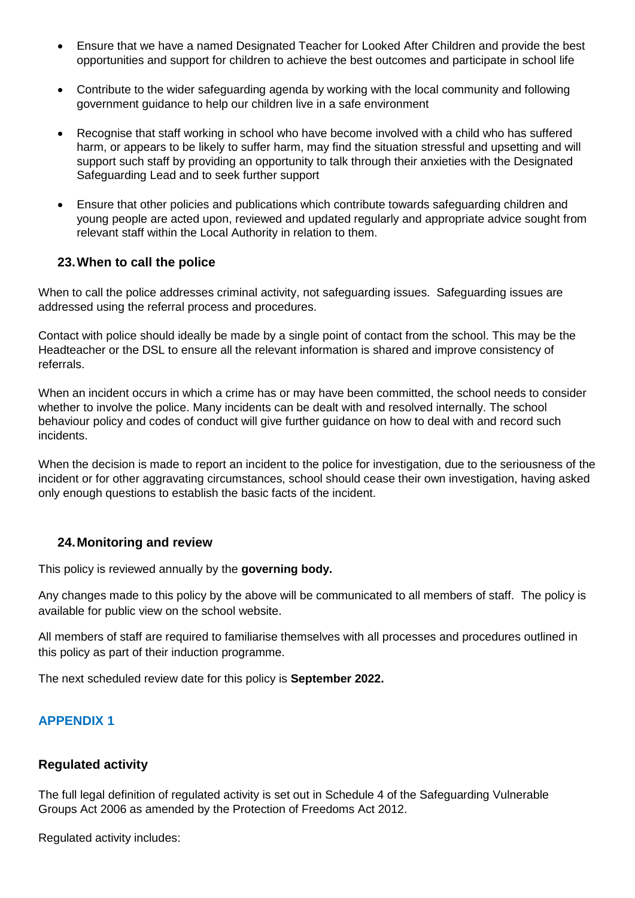- Ensure that we have a named Designated Teacher for Looked After Children and provide the best opportunities and support for children to achieve the best outcomes and participate in school life
- Contribute to the wider safeguarding agenda by working with the local community and following government guidance to help our children live in a safe environment
- Recognise that staff working in school who have become involved with a child who has suffered harm, or appears to be likely to suffer harm, may find the situation stressful and upsetting and will support such staff by providing an opportunity to talk through their anxieties with the Designated Safeguarding Lead and to seek further support
- Ensure that other policies and publications which contribute towards safeguarding children and young people are acted upon, reviewed and updated regularly and appropriate advice sought from relevant staff within the Local Authority in relation to them.

### 23. When to call the police

When to call the police addresses criminal activity, not safeguarding issues. Safeguarding issues are addressed using the referral process and procedures.

Contact with police should ideally be made by a single point of contact from the school. This may be the Headteacher or the DSL to ensure all the relevant information is shared and improve consistency of referrals.

When an incident occurs in which a crime has or may have been committed, the school needs to consider whether to involve the police. Many incidents can be dealt with and resolved internally. The school behaviour policy and codes of conduct will give further guidance on how to deal with and record such incidents.

When the decision is made to report an incident to the police for investigation, due to the seriousness of the incident or for other aggravating circumstances, school should cease their own investigation, having asked only enough questions to establish the basic facts of the incident.

### 24. Monitoring and review

This policy is reviewed annually by the **governing body.**

Any changes made to this policy by the above will be communicated to all members of staff. The policy is available for public view on the school website.

All members of staff are required to familiarise themselves with all processes and procedures outlined in this policy as part of their induction programme.

The next scheduled review date for this policy is **September 2022.**

## APPENDIX 1

### Regulated activity

The full legal definition of regulated activity is set out in Schedule 4 of the Safeguarding Vulnerable Groups Act 2006 as amended by the Protection of Freedoms Act 2012.

Regulated activity includes: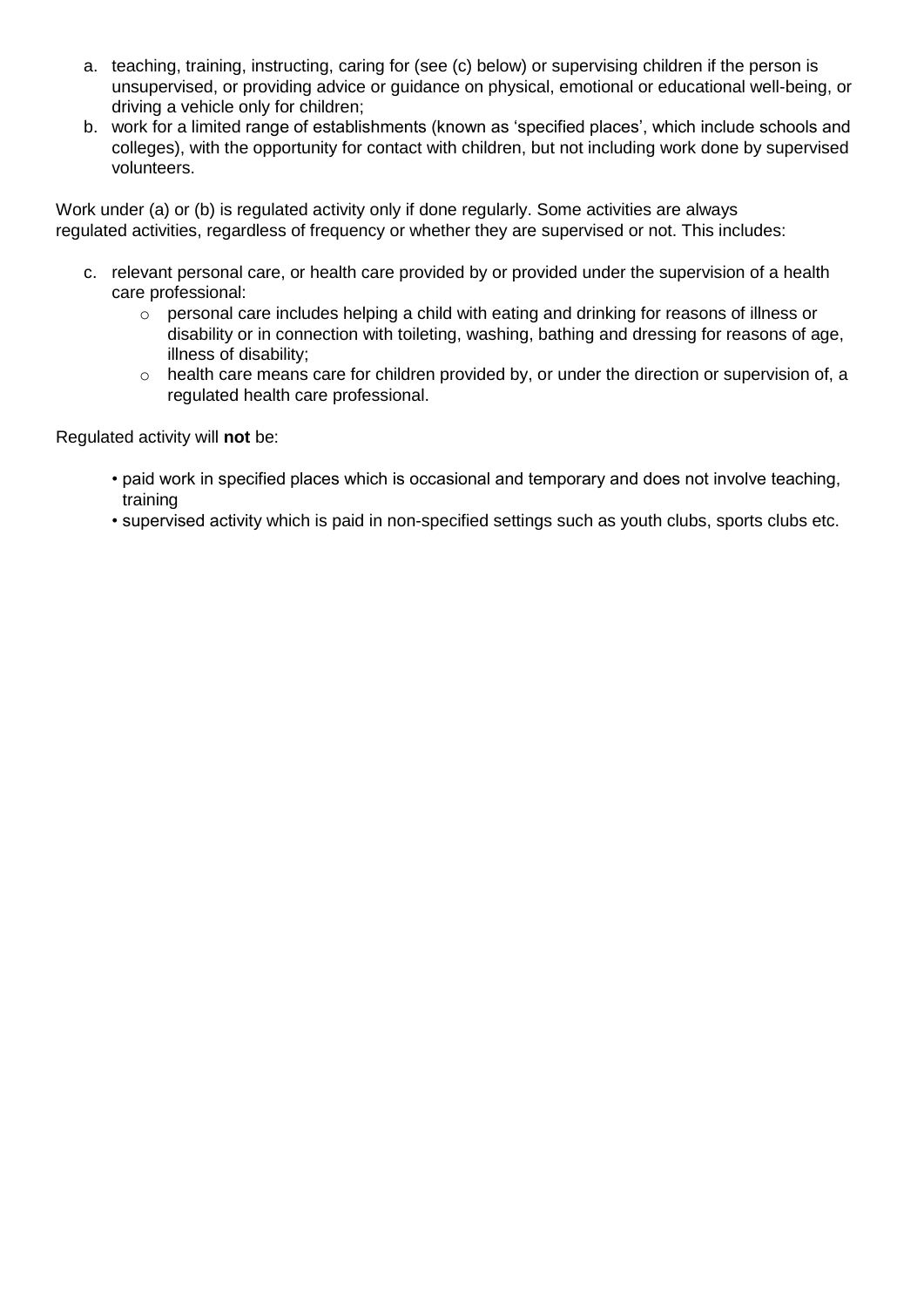a. teaching, training, instructing, caring for (see (c) below) or supervising children if the person is unsupervised, or providing advice or guidance on physical, emotional or educational well-being, or driving a vehicle only for children;
b. work for a limited range of establishments (known as 'specified places', which include schools and colleges), with the opportunity for contact with children, but not including work done by supervised volunteers.

Work under (a) or (b) is regulated activity only if done regularly. Some activities are always regulated activities, regardless of frequency or whether they are supervised or not. This includes:

c. relevant personal care, or health care provided by or provided under the supervision of a health care professional:
   - personal care includes helping a child with eating and drinking for reasons of illness or disability or in connection with toileting, washing, bathing and dressing for reasons of age, illness of disability;
   - health care means care for children provided by, or under the direction or supervision of, a regulated health care professional.

Regulated activity will **not** be:

- paid work in specified places which is occasional and temporary and does not involve teaching, training
- supervised activity which is paid in non-specified settings such as youth clubs, sports clubs etc.